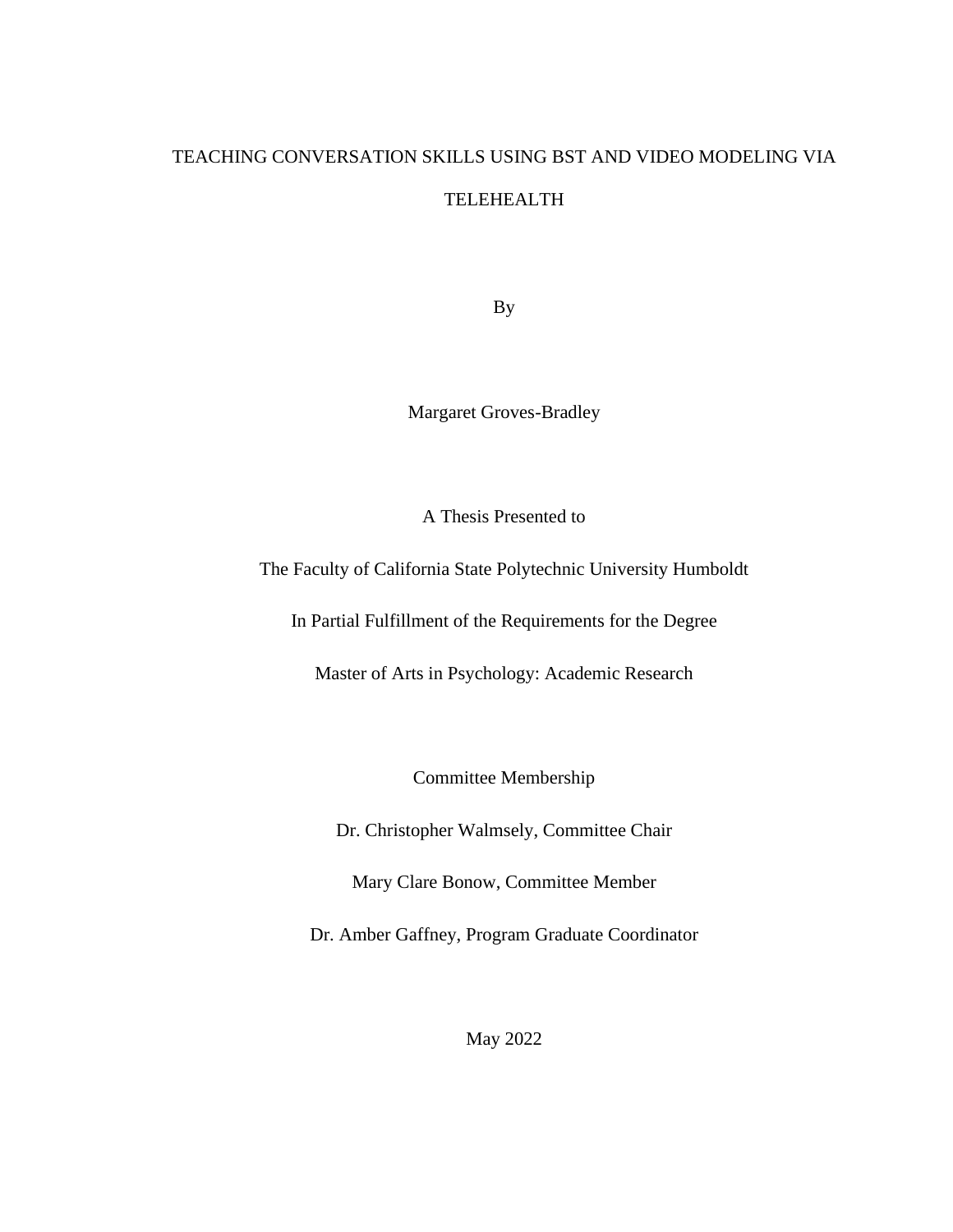# TEACHING CONVERSATION SKILLS USING BST AND VIDEO MODELING VIA TELEHEALTH

By

Margaret Groves-Bradley

A Thesis Presented to

The Faculty of California State Polytechnic University Humboldt

In Partial Fulfillment of the Requirements for the Degree

Master of Arts in Psychology: Academic Research

Committee Membership

Dr. Christopher Walmsely, Committee Chair

Mary Clare Bonow, Committee Member

Dr. Amber Gaffney, Program Graduate Coordinator

May 2022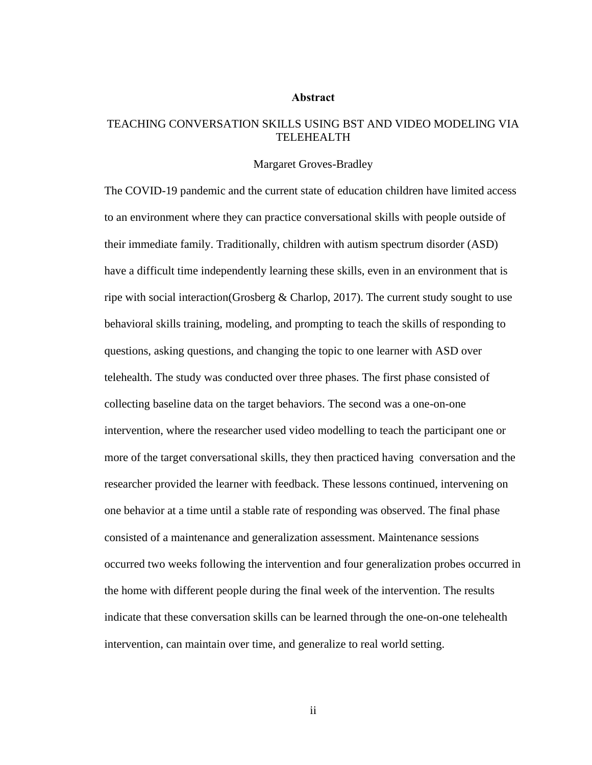# Abstract

TEACHING CONVERSATION SKILLS USING BST AND VIDEO MODELING VIA TELEHEALTH

Margaret Groves-Bradley

The COVID-19 pandemic and the current state of education children have limited access to an environment where they can practice conversational skills with people outside of their immediate family. Traditionally, children with autism spectrum disorder (ASD) have a difficult time independently learning these skills, even in an environment that is ripe with social interaction(Grosberg & Charlop, 2017). The current study sought to use behavioral skills training, modeling, and prompting to teach the skills of responding to questions, asking questions, and changing the topic to one learner with ASD over telehealth. The study was conducted over three phases. The first phase consisted of collecting baseline data on the target behaviors. The second was a one-on-one intervention, where the researcher used video modelling to teach the participant one or more of the target conversational skills, they then practiced having conversation and the researcher provided the learner with feedback. These lessons continued, intervening on one behavior at a time until a stable rate of responding was observed. The final phase consisted of a maintenance and generalization assessment. Maintenance sessions occurred two weeks following the intervention and four generalization probes occurred in the home with different people during the final week of the intervention. The results indicate that these conversation skills can be learned through the one-on-one telehealth intervention, can maintain over time, and generalize to real world setting.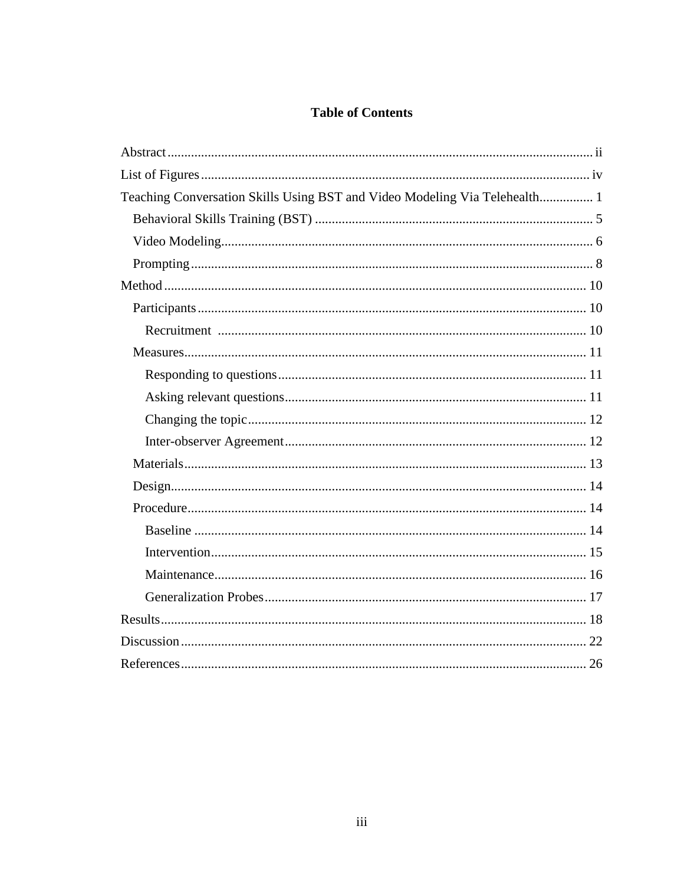# Table of Contents

Abstract ........................................................................................................................ ii

List of Figures ............................................................................................................... iv

Teaching Conversation Skills Using BST and Video Modeling Via Telehealth ................ 1

- Behavioral Skills Training (BST) .................................................................................. 5
- Video Modeling ............................................................................................................. 6
- Prompting ...................................................................................................................... 8

Method ........................................................................................................................... 10

- Participants ................................................................................................................... 10
  - Recruitment ............................................................................................................. 10
- Measures ....................................................................................................................... 11
  - Responding to questions ........................................................................................... 11
  - Asking relevant questions ......................................................................................... 11
  - Changing the topic .................................................................................................... 12
  - Inter-observer Agreement ......................................................................................... 12
- Materials ....................................................................................................................... 13
- Design ........................................................................................................................... 14
- Procedure ...................................................................................................................... 14
  - Baseline .................................................................................................................... 14
  - Intervention ............................................................................................................... 15
  - Maintenance .............................................................................................................. 16
  - Generalization Probes ............................................................................................... 17

Results ............................................................................................................................ 18

Discussion ....................................................................................................................... 22

References ....................................................................................................................... 26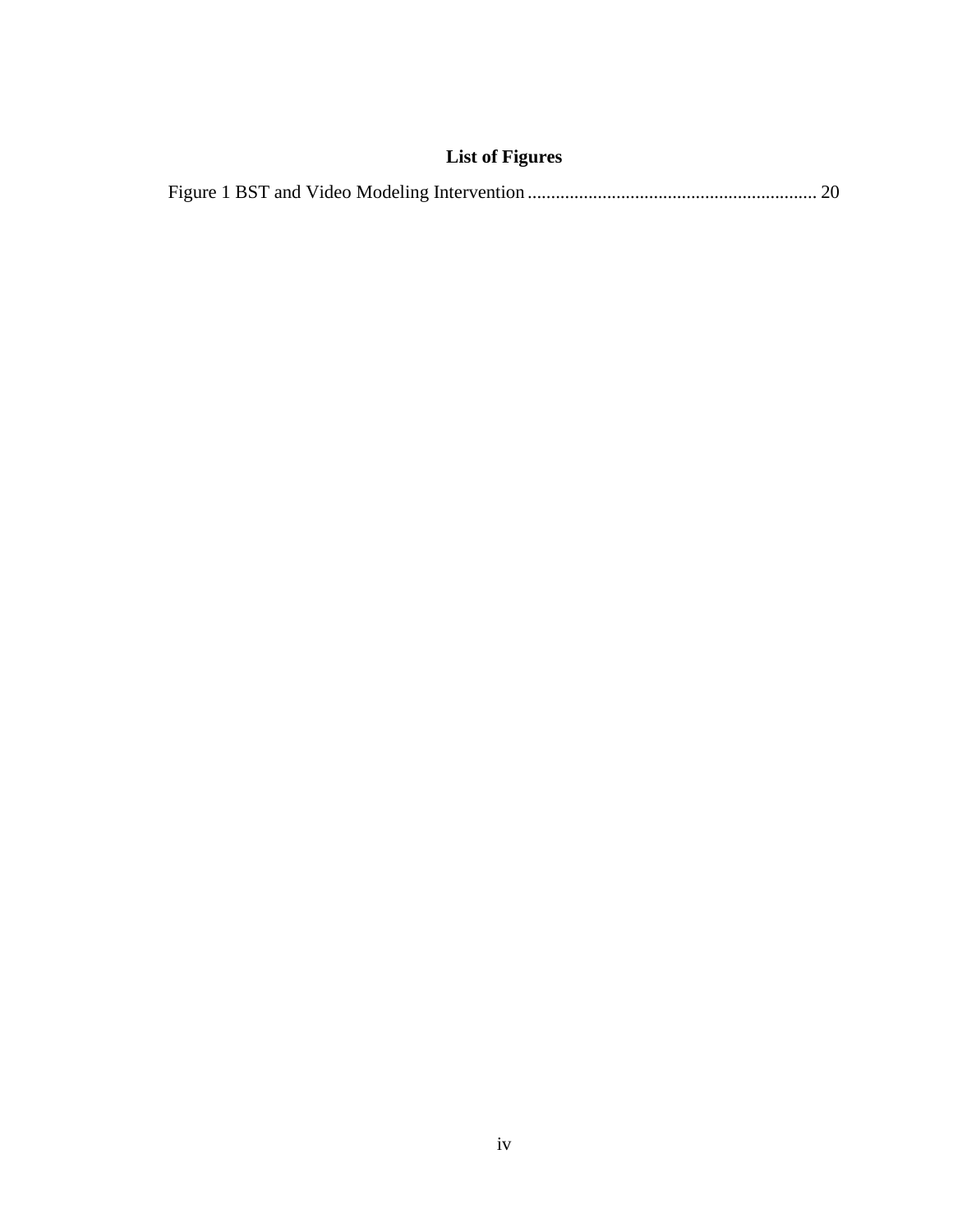# List of Figures

Figure 1 BST and Video Modeling Intervention ............................................................ 20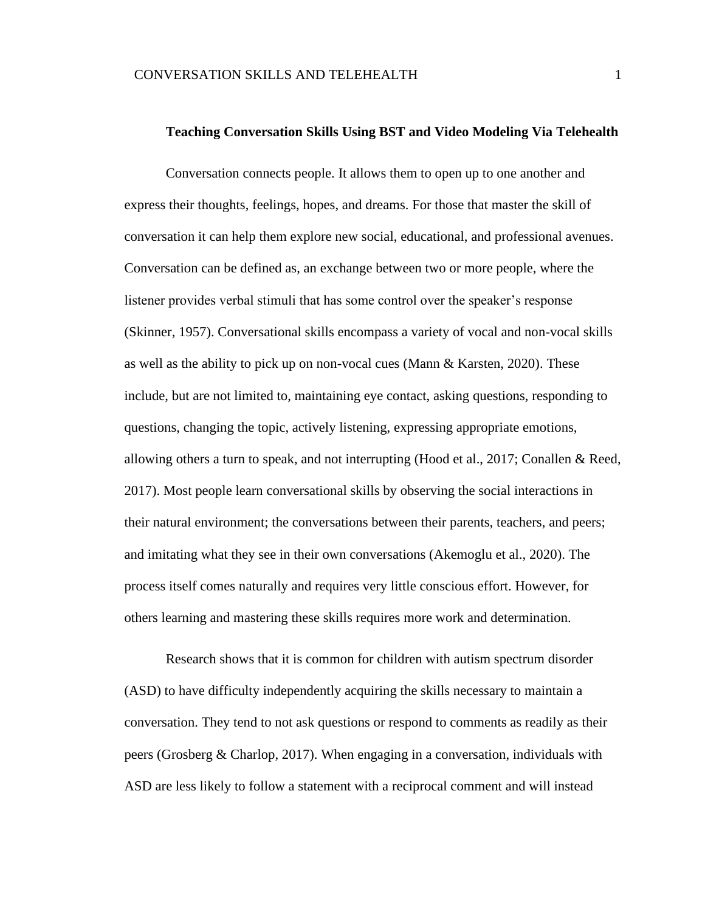**Teaching Conversation Skills Using BST and Video Modeling Via Telehealth**

Conversation connects people. It allows them to open up to one another and express their thoughts, feelings, hopes, and dreams. For those that master the skill of conversation it can help them explore new social, educational, and professional avenues. Conversation can be defined as, an exchange between two or more people, where the listener provides verbal stimuli that has some control over the speaker's response (Skinner, 1957). Conversational skills encompass a variety of vocal and non-vocal skills as well as the ability to pick up on non-vocal cues (Mann & Karsten, 2020). These include, but are not limited to, maintaining eye contact, asking questions, responding to questions, changing the topic, actively listening, expressing appropriate emotions, allowing others a turn to speak, and not interrupting (Hood et al., 2017; Conallen & Reed, 2017). Most people learn conversational skills by observing the social interactions in their natural environment; the conversations between their parents, teachers, and peers; and imitating what they see in their own conversations (Akemoglu et al., 2020). The process itself comes naturally and requires very little conscious effort. However, for others learning and mastering these skills requires more work and determination.

Research shows that it is common for children with autism spectrum disorder (ASD) to have difficulty independently acquiring the skills necessary to maintain a conversation. They tend to not ask questions or respond to comments as readily as their peers (Grosberg & Charlop, 2017). When engaging in a conversation, individuals with ASD are less likely to follow a statement with a reciprocal comment and will instead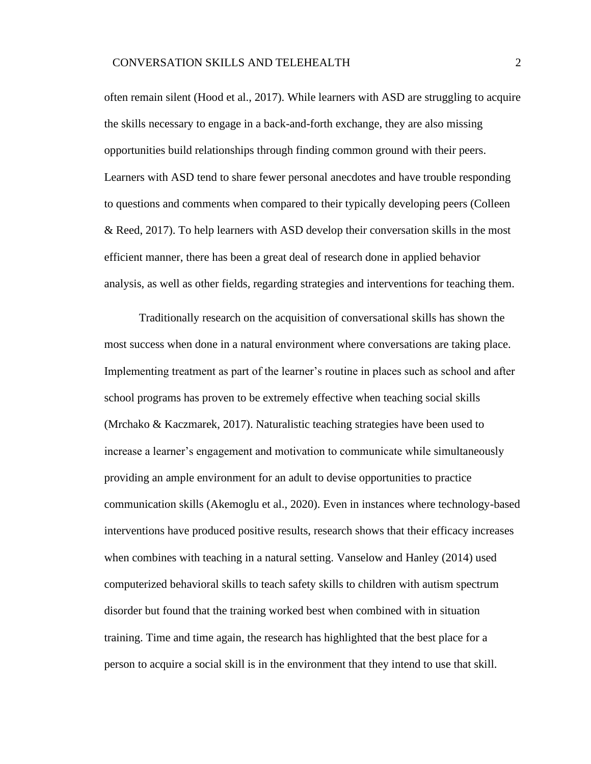often remain silent (Hood et al., 2017). While learners with ASD are struggling to acquire the skills necessary to engage in a back-and-forth exchange, they are also missing opportunities build relationships through finding common ground with their peers. Learners with ASD tend to share fewer personal anecdotes and have trouble responding to questions and comments when compared to their typically developing peers (Colleen & Reed, 2017). To help learners with ASD develop their conversation skills in the most efficient manner, there has been a great deal of research done in applied behavior analysis, as well as other fields, regarding strategies and interventions for teaching them.

Traditionally research on the acquisition of conversational skills has shown the most success when done in a natural environment where conversations are taking place. Implementing treatment as part of the learner's routine in places such as school and after school programs has proven to be extremely effective when teaching social skills (Mrchako & Kaczmarek, 2017). Naturalistic teaching strategies have been used to increase a learner's engagement and motivation to communicate while simultaneously providing an ample environment for an adult to devise opportunities to practice communication skills (Akemoglu et al., 2020). Even in instances where technology-based interventions have produced positive results, research shows that their efficacy increases when combines with teaching in a natural setting. Vanselow and Hanley (2014) used computerized behavioral skills to teach safety skills to children with autism spectrum disorder but found that the training worked best when combined with in situation training. Time and time again, the research has highlighted that the best place for a person to acquire a social skill is in the environment that they intend to use that skill.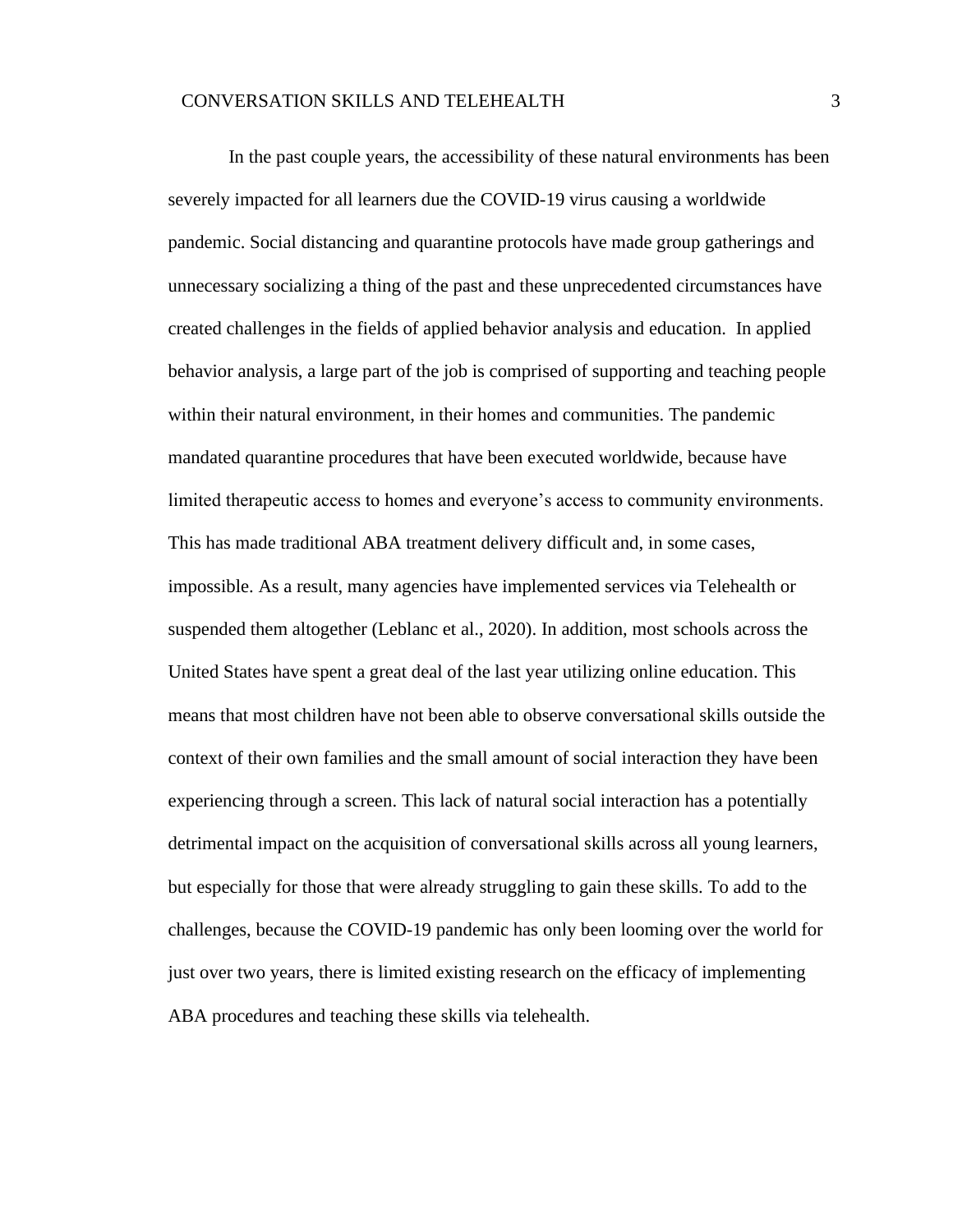In the past couple years, the accessibility of these natural environments has been severely impacted for all learners due the COVID-19 virus causing a worldwide pandemic. Social distancing and quarantine protocols have made group gatherings and unnecessary socializing a thing of the past and these unprecedented circumstances have created challenges in the fields of applied behavior analysis and education. In applied behavior analysis, a large part of the job is comprised of supporting and teaching people within their natural environment, in their homes and communities. The pandemic mandated quarantine procedures that have been executed worldwide, because have limited therapeutic access to homes and everyone's access to community environments. This has made traditional ABA treatment delivery difficult and, in some cases, impossible. As a result, many agencies have implemented services via Telehealth or suspended them altogether (Leblanc et al., 2020). In addition, most schools across the United States have spent a great deal of the last year utilizing online education. This means that most children have not been able to observe conversational skills outside the context of their own families and the small amount of social interaction they have been experiencing through a screen. This lack of natural social interaction has a potentially detrimental impact on the acquisition of conversational skills across all young learners, but especially for those that were already struggling to gain these skills. To add to the challenges, because the COVID-19 pandemic has only been looming over the world for just over two years, there is limited existing research on the efficacy of implementing ABA procedures and teaching these skills via telehealth.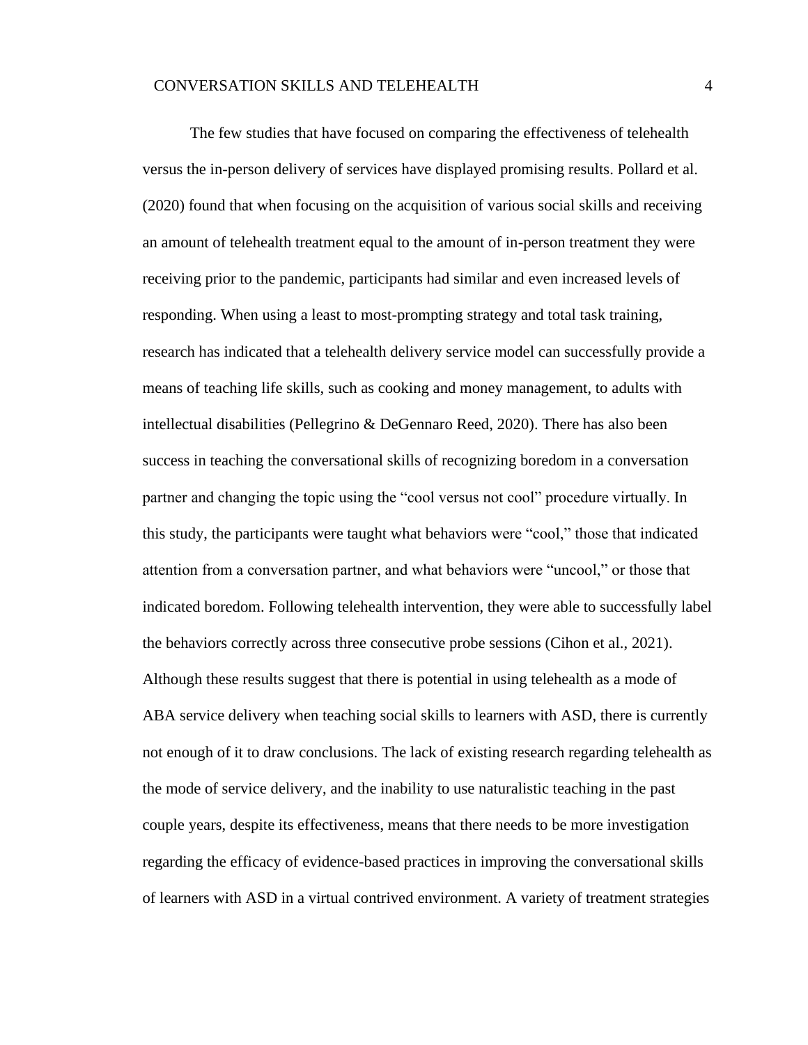The few studies that have focused on comparing the effectiveness of telehealth versus the in-person delivery of services have displayed promising results. Pollard et al. (2020) found that when focusing on the acquisition of various social skills and receiving an amount of telehealth treatment equal to the amount of in-person treatment they were receiving prior to the pandemic, participants had similar and even increased levels of responding. When using a least to most-prompting strategy and total task training, research has indicated that a telehealth delivery service model can successfully provide a means of teaching life skills, such as cooking and money management, to adults with intellectual disabilities (Pellegrino & DeGennaro Reed, 2020). There has also been success in teaching the conversational skills of recognizing boredom in a conversation partner and changing the topic using the "cool versus not cool" procedure virtually. In this study, the participants were taught what behaviors were "cool," those that indicated attention from a conversation partner, and what behaviors were "uncool," or those that indicated boredom. Following telehealth intervention, they were able to successfully label the behaviors correctly across three consecutive probe sessions (Cihon et al., 2021). Although these results suggest that there is potential in using telehealth as a mode of ABA service delivery when teaching social skills to learners with ASD, there is currently not enough of it to draw conclusions. The lack of existing research regarding telehealth as the mode of service delivery, and the inability to use naturalistic teaching in the past couple years, despite its effectiveness, means that there needs to be more investigation regarding the efficacy of evidence-based practices in improving the conversational skills of learners with ASD in a virtual contrived environment. A variety of treatment strategies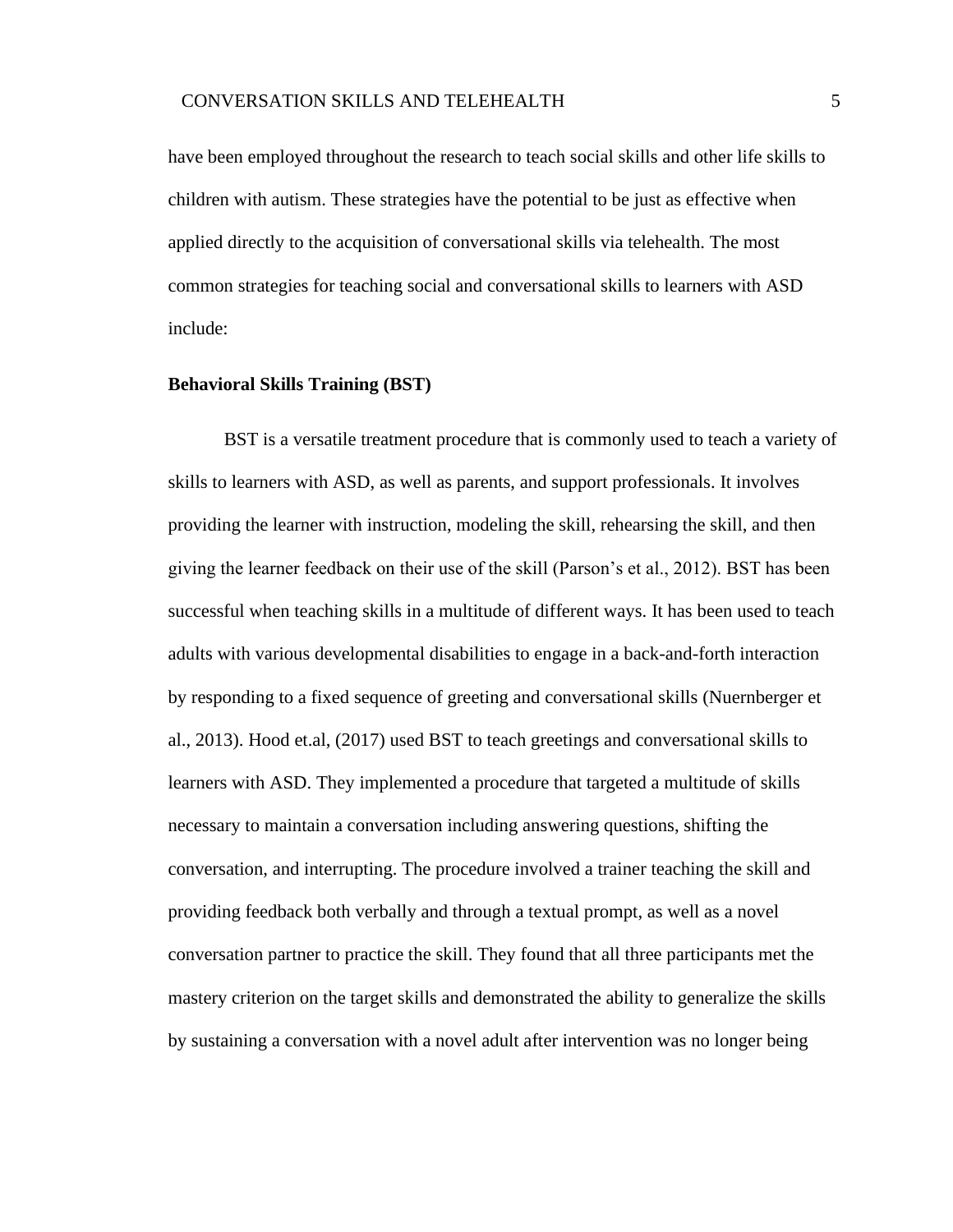have been employed throughout the research to teach social skills and other life skills to children with autism. These strategies have the potential to be just as effective when applied directly to the acquisition of conversational skills via telehealth. The most common strategies for teaching social and conversational skills to learners with ASD include:

### Behavioral Skills Training (BST)

BST is a versatile treatment procedure that is commonly used to teach a variety of skills to learners with ASD, as well as parents, and support professionals. It involves providing the learner with instruction, modeling the skill, rehearsing the skill, and then giving the learner feedback on their use of the skill (Parson's et al., 2012). BST has been successful when teaching skills in a multitude of different ways. It has been used to teach adults with various developmental disabilities to engage in a back-and-forth interaction by responding to a fixed sequence of greeting and conversational skills (Nuernberger et al., 2013). Hood et.al, (2017) used BST to teach greetings and conversational skills to learners with ASD. They implemented a procedure that targeted a multitude of skills necessary to maintain a conversation including answering questions, shifting the conversation, and interrupting. The procedure involved a trainer teaching the skill and providing feedback both verbally and through a textual prompt, as well as a novel conversation partner to practice the skill. They found that all three participants met the mastery criterion on the target skills and demonstrated the ability to generalize the skills by sustaining a conversation with a novel adult after intervention was no longer being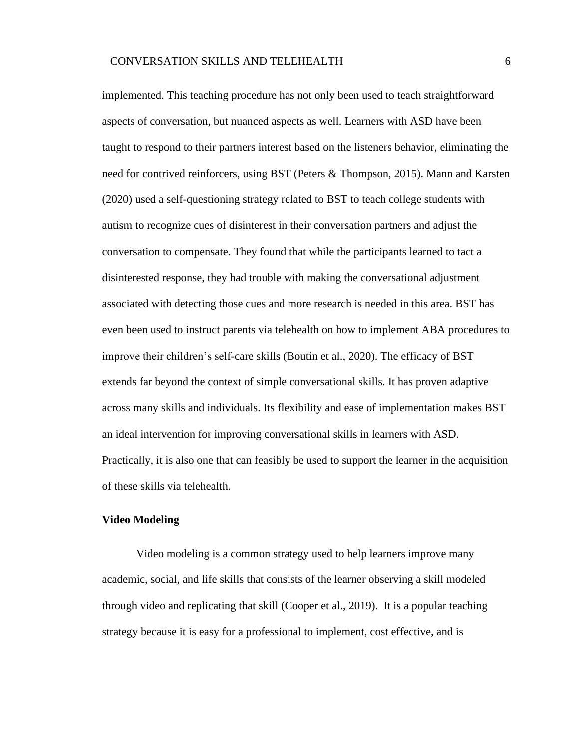implemented. This teaching procedure has not only been used to teach straightforward aspects of conversation, but nuanced aspects as well. Learners with ASD have been taught to respond to their partners interest based on the listeners behavior, eliminating the need for contrived reinforcers, using BST (Peters & Thompson, 2015). Mann and Karsten (2020) used a self-questioning strategy related to BST to teach college students with autism to recognize cues of disinterest in their conversation partners and adjust the conversation to compensate. They found that while the participants learned to tact a disinterested response, they had trouble with making the conversational adjustment associated with detecting those cues and more research is needed in this area. BST has even been used to instruct parents via telehealth on how to implement ABA procedures to improve their children's self-care skills (Boutin et al., 2020). The efficacy of BST extends far beyond the context of simple conversational skills. It has proven adaptive across many skills and individuals. Its flexibility and ease of implementation makes BST an ideal intervention for improving conversational skills in learners with ASD. Practically, it is also one that can feasibly be used to support the learner in the acquisition of these skills via telehealth.

**Video Modeling**

Video modeling is a common strategy used to help learners improve many academic, social, and life skills that consists of the learner observing a skill modeled through video and replicating that skill (Cooper et al., 2019). It is a popular teaching strategy because it is easy for a professional to implement, cost effective, and is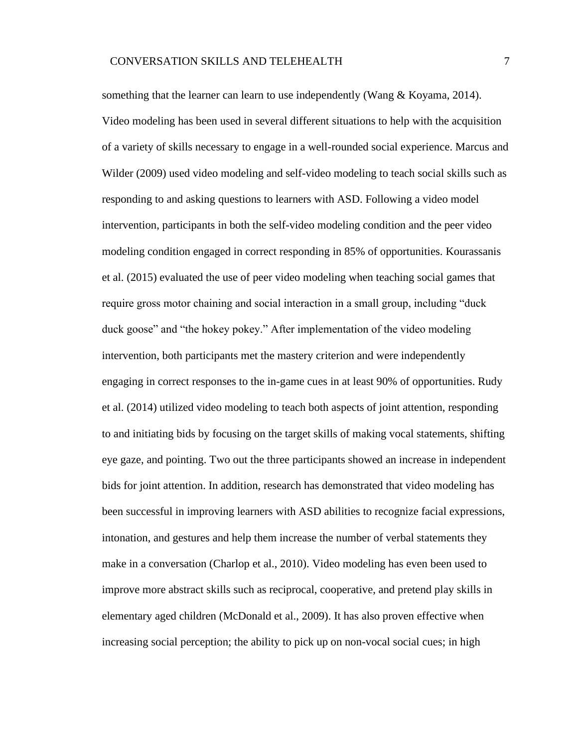something that the learner can learn to use independently (Wang & Koyama, 2014). Video modeling has been used in several different situations to help with the acquisition of a variety of skills necessary to engage in a well-rounded social experience. Marcus and Wilder (2009) used video modeling and self-video modeling to teach social skills such as responding to and asking questions to learners with ASD. Following a video model intervention, participants in both the self-video modeling condition and the peer video modeling condition engaged in correct responding in 85% of opportunities. Kourassanis et al. (2015) evaluated the use of peer video modeling when teaching social games that require gross motor chaining and social interaction in a small group, including "duck duck goose" and "the hokey pokey." After implementation of the video modeling intervention, both participants met the mastery criterion and were independently engaging in correct responses to the in-game cues in at least 90% of opportunities. Rudy et al. (2014) utilized video modeling to teach both aspects of joint attention, responding to and initiating bids by focusing on the target skills of making vocal statements, shifting eye gaze, and pointing. Two out the three participants showed an increase in independent bids for joint attention. In addition, research has demonstrated that video modeling has been successful in improving learners with ASD abilities to recognize facial expressions, intonation, and gestures and help them increase the number of verbal statements they make in a conversation (Charlop et al., 2010). Video modeling has even been used to improve more abstract skills such as reciprocal, cooperative, and pretend play skills in elementary aged children (McDonald et al., 2009). It has also proven effective when increasing social perception; the ability to pick up on non-vocal social cues; in high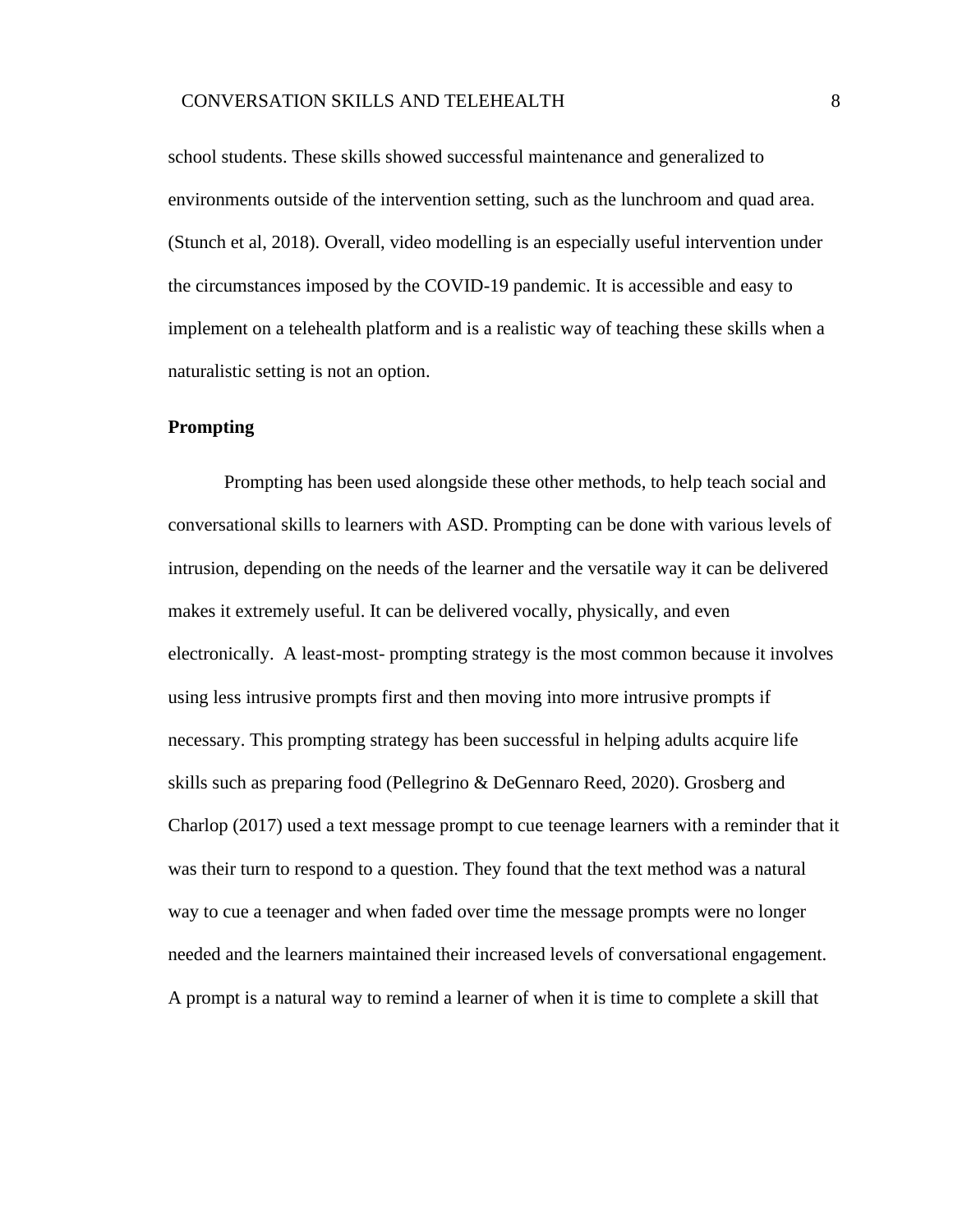school students. These skills showed successful maintenance and generalized to environments outside of the intervention setting, such as the lunchroom and quad area. (Stunch et al, 2018). Overall, video modelling is an especially useful intervention under the circumstances imposed by the COVID-19 pandemic. It is accessible and easy to implement on a telehealth platform and is a realistic way of teaching these skills when a naturalistic setting is not an option.

**Prompting**

Prompting has been used alongside these other methods, to help teach social and conversational skills to learners with ASD. Prompting can be done with various levels of intrusion, depending on the needs of the learner and the versatile way it can be delivered makes it extremely useful. It can be delivered vocally, physically, and even electronically.  A least-most- prompting strategy is the most common because it involves using less intrusive prompts first and then moving into more intrusive prompts if necessary. This prompting strategy has been successful in helping adults acquire life skills such as preparing food (Pellegrino & DeGennaro Reed, 2020). Grosberg and Charlop (2017) used a text message prompt to cue teenage learners with a reminder that it was their turn to respond to a question. They found that the text method was a natural way to cue a teenager and when faded over time the message prompts were no longer needed and the learners maintained their increased levels of conversational engagement. A prompt is a natural way to remind a learner of when it is time to complete a skill that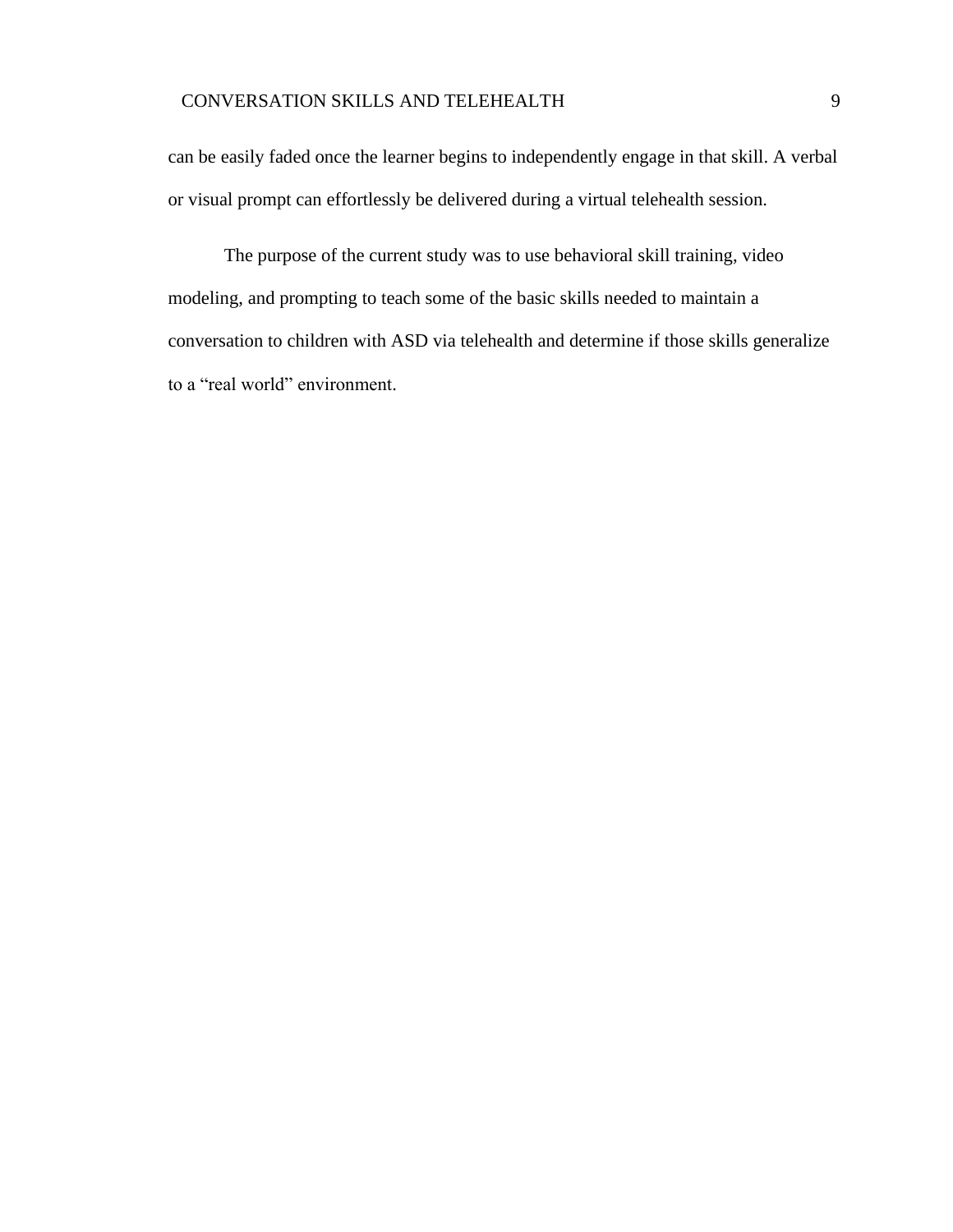can be easily faded once the learner begins to independently engage in that skill. A verbal or visual prompt can effortlessly be delivered during a virtual telehealth session.

The purpose of the current study was to use behavioral skill training, video modeling, and prompting to teach some of the basic skills needed to maintain a conversation to children with ASD via telehealth and determine if those skills generalize to a “real world” environment.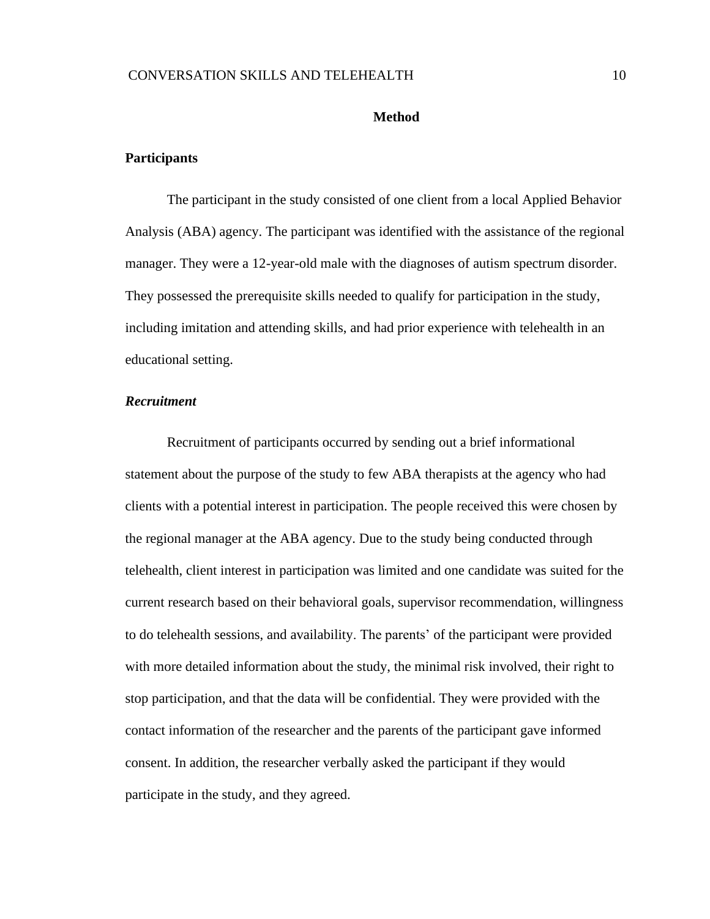# Method

## Participants

The participant in the study consisted of one client from a local Applied Behavior Analysis (ABA) agency. The participant was identified with the assistance of the regional manager. They were a 12-year-old male with the diagnoses of autism spectrum disorder. They possessed the prerequisite skills needed to qualify for participation in the study, including imitation and attending skills, and had prior experience with telehealth in an educational setting.

### *Recruitment*

Recruitment of participants occurred by sending out a brief informational statement about the purpose of the study to few ABA therapists at the agency who had clients with a potential interest in participation. The people received this were chosen by the regional manager at the ABA agency. Due to the study being conducted through telehealth, client interest in participation was limited and one candidate was suited for the current research based on their behavioral goals, supervisor recommendation, willingness to do telehealth sessions, and availability. The parents' of the participant were provided with more detailed information about the study, the minimal risk involved, their right to stop participation, and that the data will be confidential. They were provided with the contact information of the researcher and the parents of the participant gave informed consent. In addition, the researcher verbally asked the participant if they would participate in the study, and they agreed.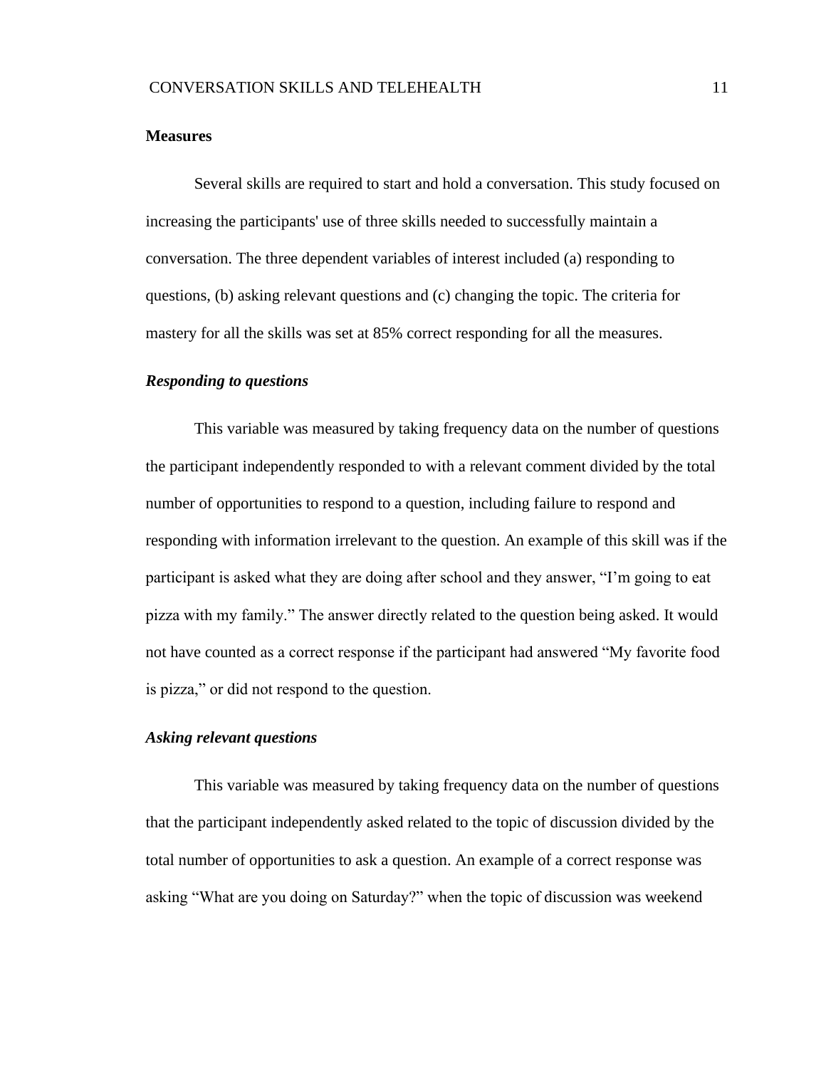## Measures

Several skills are required to start and hold a conversation. This study focused on increasing the participants' use of three skills needed to successfully maintain a conversation. The three dependent variables of interest included (a) responding to questions, (b) asking relevant questions and (c) changing the topic. The criteria for mastery for all the skills was set at 85% correct responding for all the measures.

### *Responding to questions*

This variable was measured by taking frequency data on the number of questions the participant independently responded to with a relevant comment divided by the total number of opportunities to respond to a question, including failure to respond and responding with information irrelevant to the question. An example of this skill was if the participant is asked what they are doing after school and they answer, "I'm going to eat pizza with my family." The answer directly related to the question being asked. It would not have counted as a correct response if the participant had answered "My favorite food is pizza," or did not respond to the question.

### *Asking relevant questions*

This variable was measured by taking frequency data on the number of questions that the participant independently asked related to the topic of discussion divided by the total number of opportunities to ask a question. An example of a correct response was asking "What are you doing on Saturday?" when the topic of discussion was weekend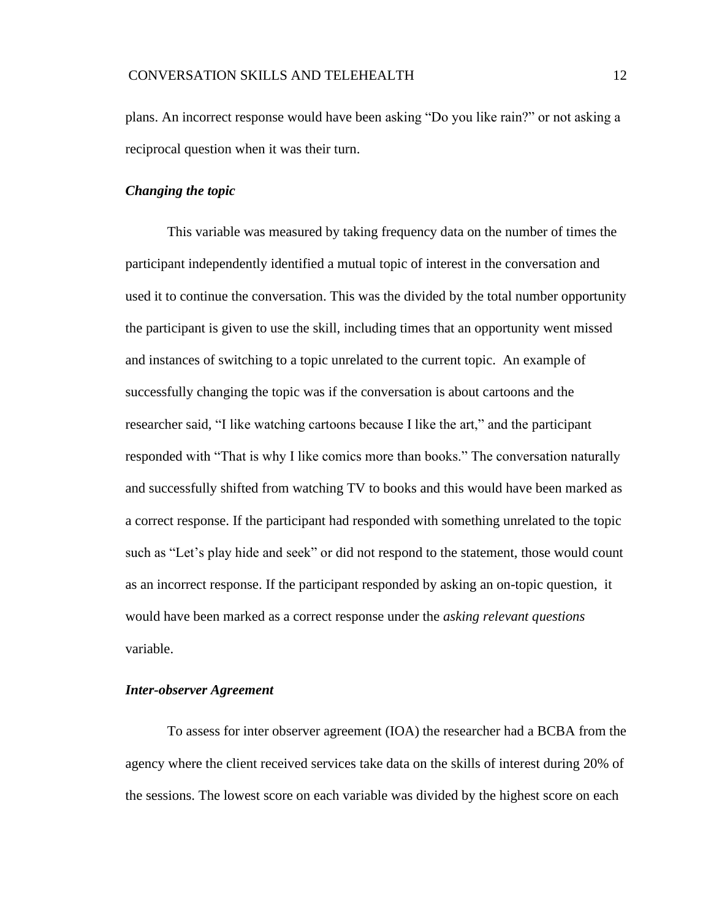plans. An incorrect response would have been asking "Do you like rain?" or not asking a reciprocal question when it was their turn.

### *Changing the topic*

This variable was measured by taking frequency data on the number of times the participant independently identified a mutual topic of interest in the conversation and used it to continue the conversation. This was the divided by the total number opportunity the participant is given to use the skill, including times that an opportunity went missed and instances of switching to a topic unrelated to the current topic. An example of successfully changing the topic was if the conversation is about cartoons and the researcher said, "I like watching cartoons because I like the art," and the participant responded with "That is why I like comics more than books." The conversation naturally and successfully shifted from watching TV to books and this would have been marked as a correct response. If the participant had responded with something unrelated to the topic such as "Let's play hide and seek" or did not respond to the statement, those would count as an incorrect response. If the participant responded by asking an on-topic question, it would have been marked as a correct response under the *asking relevant questions* variable.

### *Inter-observer Agreement*

To assess for inter observer agreement (IOA) the researcher had a BCBA from the agency where the client received services take data on the skills of interest during 20% of the sessions. The lowest score on each variable was divided by the highest score on each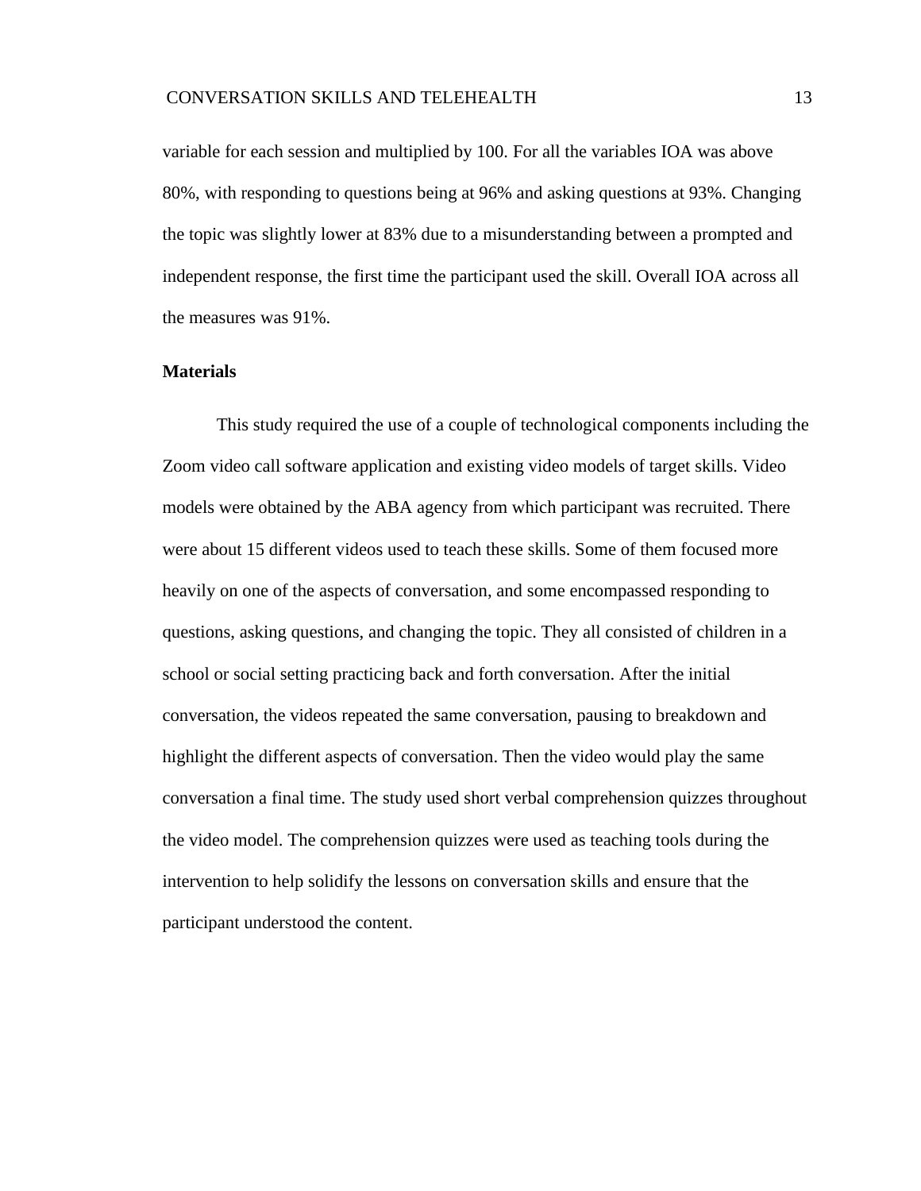variable for each session and multiplied by 100. For all the variables IOA was above 80%, with responding to questions being at 96% and asking questions at 93%. Changing the topic was slightly lower at 83% due to a misunderstanding between a prompted and independent response, the first time the participant used the skill. Overall IOA across all the measures was 91%.

**Materials**

This study required the use of a couple of technological components including the Zoom video call software application and existing video models of target skills. Video models were obtained by the ABA agency from which participant was recruited. There were about 15 different videos used to teach these skills. Some of them focused more heavily on one of the aspects of conversation, and some encompassed responding to questions, asking questions, and changing the topic. They all consisted of children in a school or social setting practicing back and forth conversation. After the initial conversation, the videos repeated the same conversation, pausing to breakdown and highlight the different aspects of conversation. Then the video would play the same conversation a final time. The study used short verbal comprehension quizzes throughout the video model. The comprehension quizzes were used as teaching tools during the intervention to help solidify the lessons on conversation skills and ensure that the participant understood the content.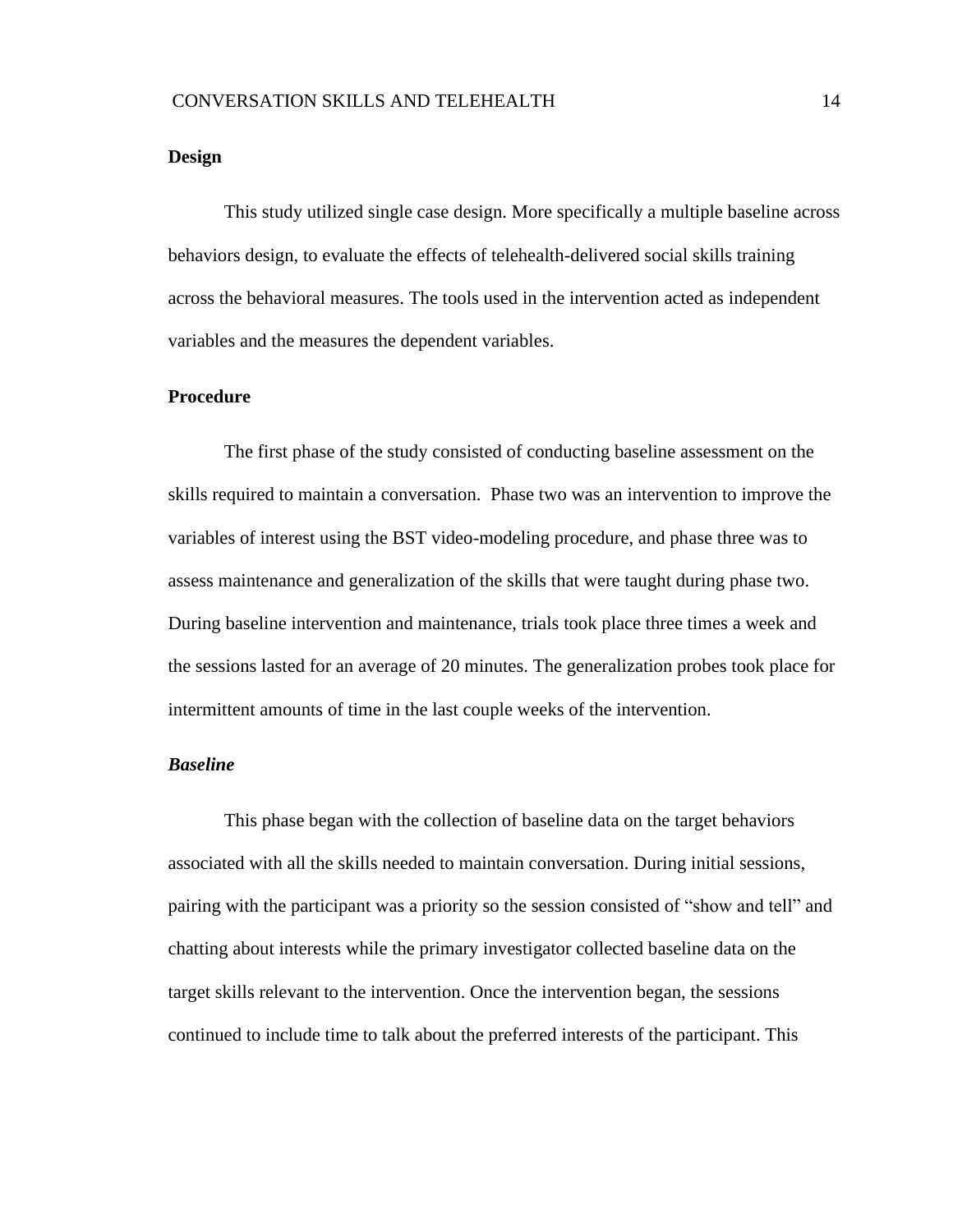**Design**

This study utilized single case design. More specifically a multiple baseline across behaviors design, to evaluate the effects of telehealth-delivered social skills training across the behavioral measures. The tools used in the intervention acted as independent variables and the measures the dependent variables.

**Procedure**

The first phase of the study consisted of conducting baseline assessment on the skills required to maintain a conversation.  Phase two was an intervention to improve the variables of interest using the BST video-modeling procedure, and phase three was to assess maintenance and generalization of the skills that were taught during phase two. During baseline intervention and maintenance, trials took place three times a week and the sessions lasted for an average of 20 minutes. The generalization probes took place for intermittent amounts of time in the last couple weeks of the intervention.

***Baseline***

This phase began with the collection of baseline data on the target behaviors associated with all the skills needed to maintain conversation. During initial sessions, pairing with the participant was a priority so the session consisted of "show and tell" and chatting about interests while the primary investigator collected baseline data on the target skills relevant to the intervention. Once the intervention began, the sessions continued to include time to talk about the preferred interests of the participant. This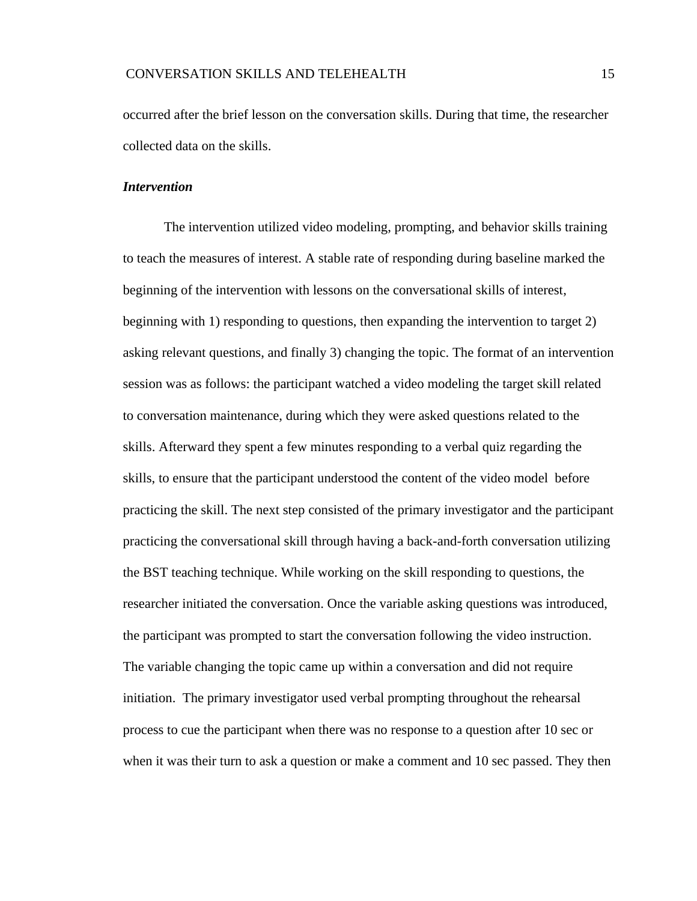occurred after the brief lesson on the conversation skills. During that time, the researcher collected data on the skills.

### *Intervention*

The intervention utilized video modeling, prompting, and behavior skills training to teach the measures of interest. A stable rate of responding during baseline marked the beginning of the intervention with lessons on the conversational skills of interest, beginning with 1) responding to questions, then expanding the intervention to target 2) asking relevant questions, and finally 3) changing the topic. The format of an intervention session was as follows: the participant watched a video modeling the target skill related to conversation maintenance, during which they were asked questions related to the skills. Afterward they spent a few minutes responding to a verbal quiz regarding the skills, to ensure that the participant understood the content of the video model before practicing the skill. The next step consisted of the primary investigator and the participant practicing the conversational skill through having a back-and-forth conversation utilizing the BST teaching technique. While working on the skill responding to questions, the researcher initiated the conversation. Once the variable asking questions was introduced, the participant was prompted to start the conversation following the video instruction. The variable changing the topic came up within a conversation and did not require initiation. The primary investigator used verbal prompting throughout the rehearsal process to cue the participant when there was no response to a question after 10 sec or when it was their turn to ask a question or make a comment and 10 sec passed. They then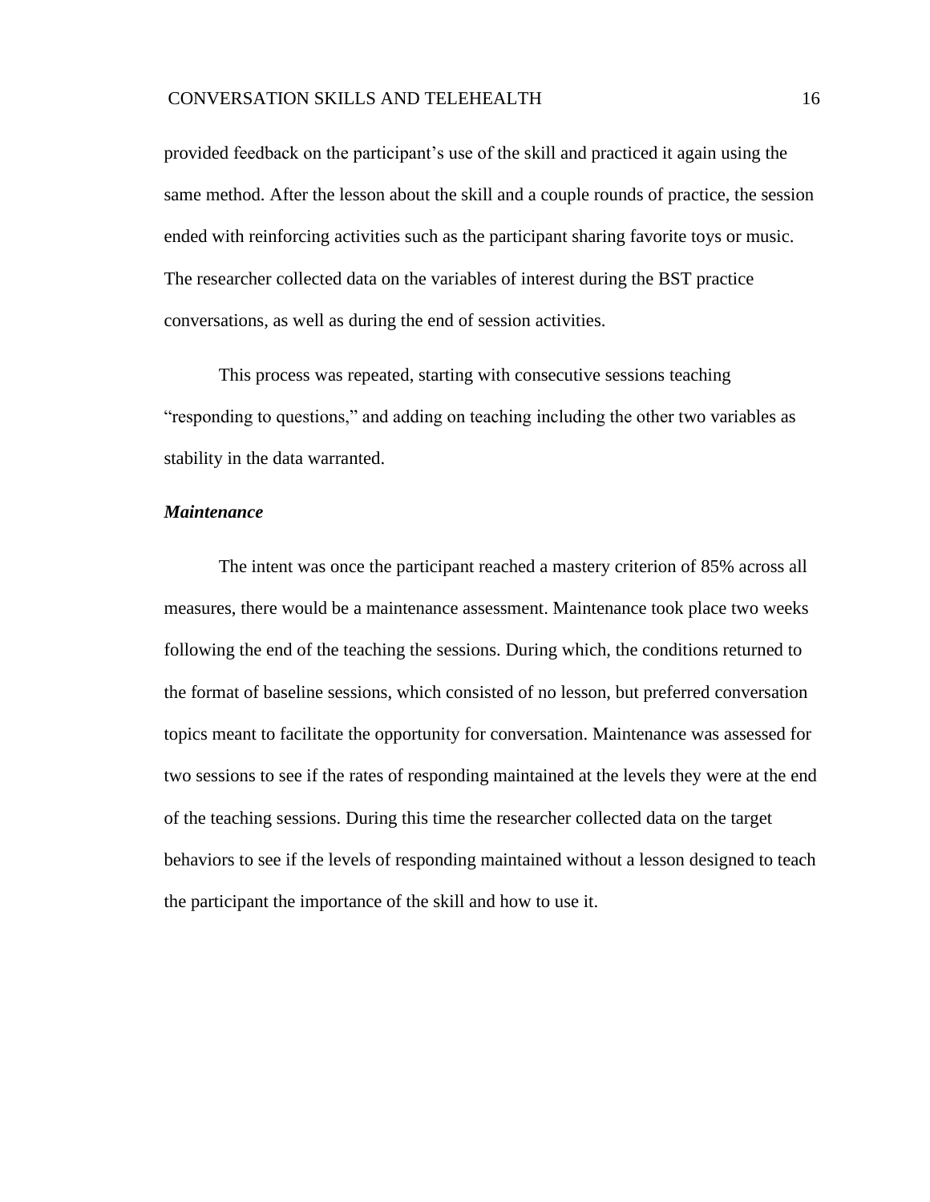provided feedback on the participant's use of the skill and practiced it again using the same method. After the lesson about the skill and a couple rounds of practice, the session ended with reinforcing activities such as the participant sharing favorite toys or music. The researcher collected data on the variables of interest during the BST practice conversations, as well as during the end of session activities.

This process was repeated, starting with consecutive sessions teaching "responding to questions," and adding on teaching including the other two variables as stability in the data warranted.

### ***Maintenance***

The intent was once the participant reached a mastery criterion of 85% across all measures, there would be a maintenance assessment. Maintenance took place two weeks following the end of the teaching the sessions. During which, the conditions returned to the format of baseline sessions, which consisted of no lesson, but preferred conversation topics meant to facilitate the opportunity for conversation. Maintenance was assessed for two sessions to see if the rates of responding maintained at the levels they were at the end of the teaching sessions. During this time the researcher collected data on the target behaviors to see if the levels of responding maintained without a lesson designed to teach the participant the importance of the skill and how to use it.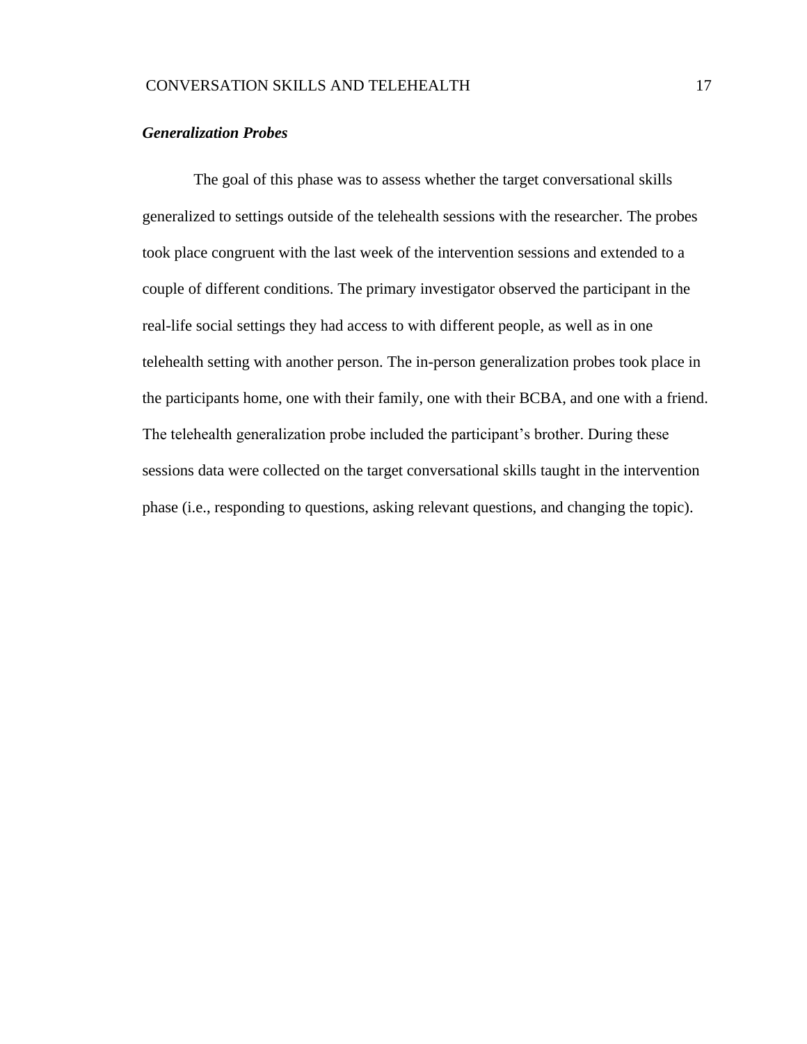### *Generalization Probes*

The goal of this phase was to assess whether the target conversational skills generalized to settings outside of the telehealth sessions with the researcher. The probes took place congruent with the last week of the intervention sessions and extended to a couple of different conditions. The primary investigator observed the participant in the real-life social settings they had access to with different people, as well as in one telehealth setting with another person. The in-person generalization probes took place in the participants home, one with their family, one with their BCBA, and one with a friend. The telehealth generalization probe included the participant's brother. During these sessions data were collected on the target conversational skills taught in the intervention phase (i.e., responding to questions, asking relevant questions, and changing the topic).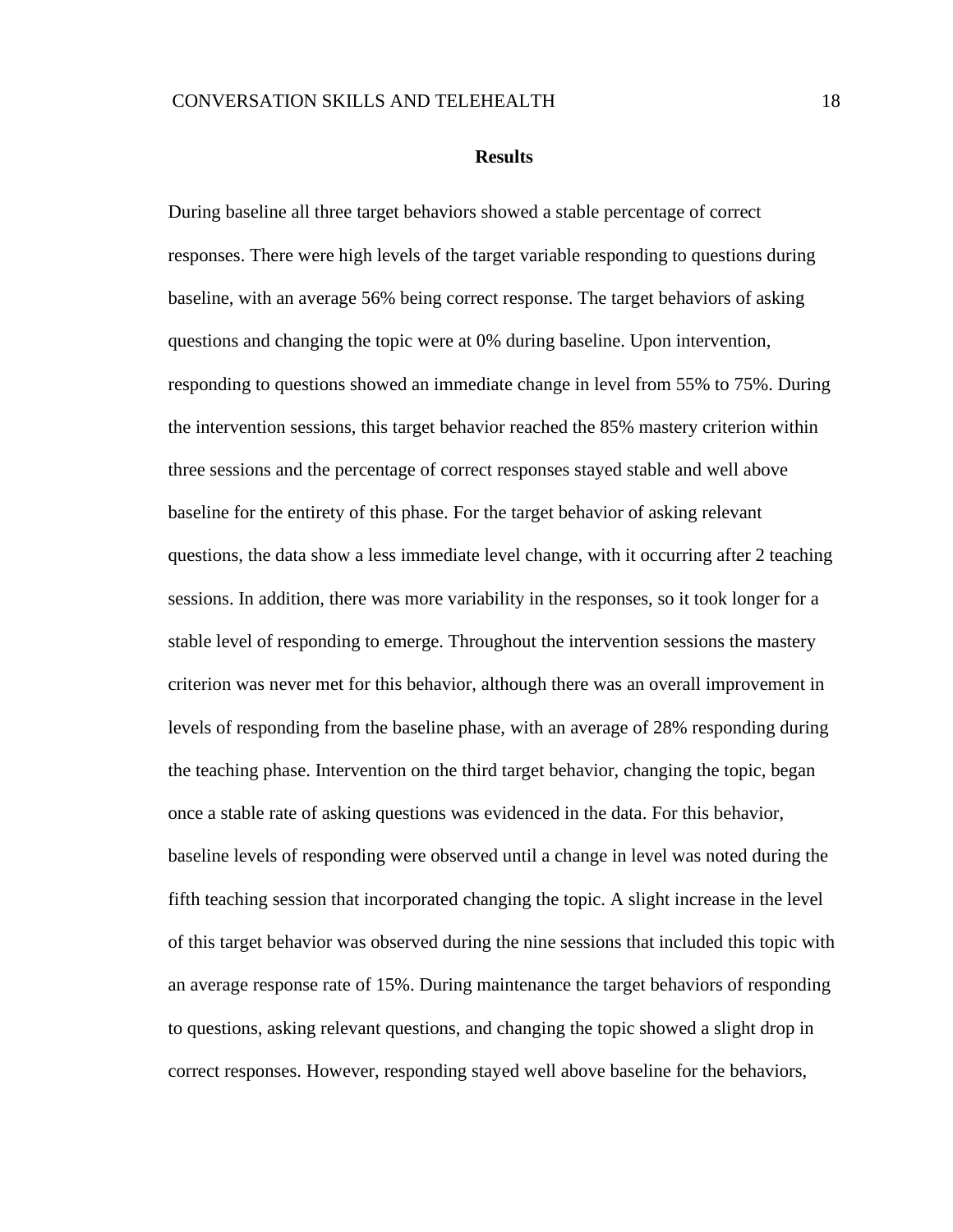## Results

During baseline all three target behaviors showed a stable percentage of correct responses. There were high levels of the target variable responding to questions during baseline, with an average 56% being correct response. The target behaviors of asking questions and changing the topic were at 0% during baseline. Upon intervention, responding to questions showed an immediate change in level from 55% to 75%. During the intervention sessions, this target behavior reached the 85% mastery criterion within three sessions and the percentage of correct responses stayed stable and well above baseline for the entirety of this phase. For the target behavior of asking relevant questions, the data show a less immediate level change, with it occurring after 2 teaching sessions. In addition, there was more variability in the responses, so it took longer for a stable level of responding to emerge. Throughout the intervention sessions the mastery criterion was never met for this behavior, although there was an overall improvement in levels of responding from the baseline phase, with an average of 28% responding during the teaching phase. Intervention on the third target behavior, changing the topic, began once a stable rate of asking questions was evidenced in the data. For this behavior, baseline levels of responding were observed until a change in level was noted during the fifth teaching session that incorporated changing the topic. A slight increase in the level of this target behavior was observed during the nine sessions that included this topic with an average response rate of 15%. During maintenance the target behaviors of responding to questions, asking relevant questions, and changing the topic showed a slight drop in correct responses. However, responding stayed well above baseline for the behaviors,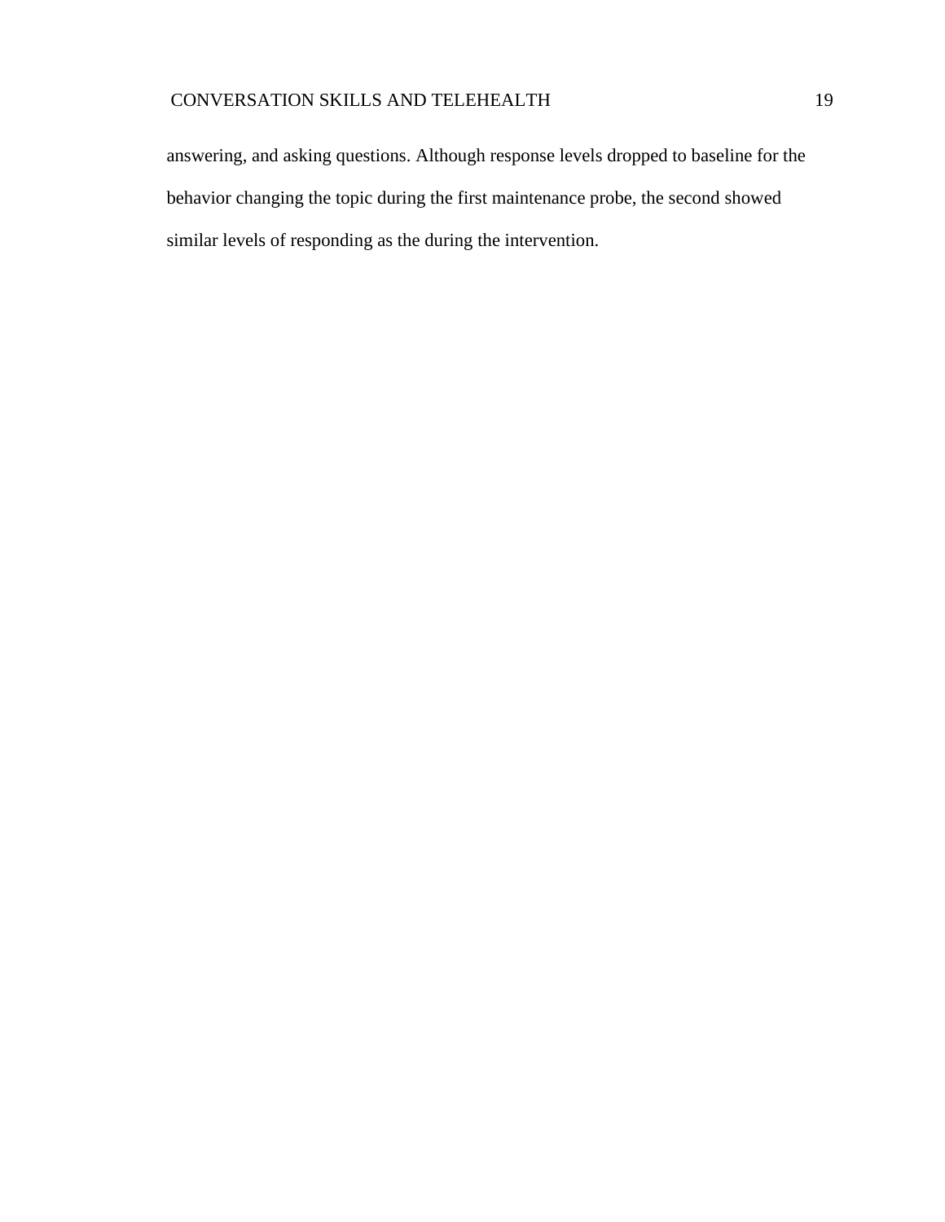answering, and asking questions. Although response levels dropped to baseline for the behavior changing the topic during the first maintenance probe, the second showed similar levels of responding as the during the intervention.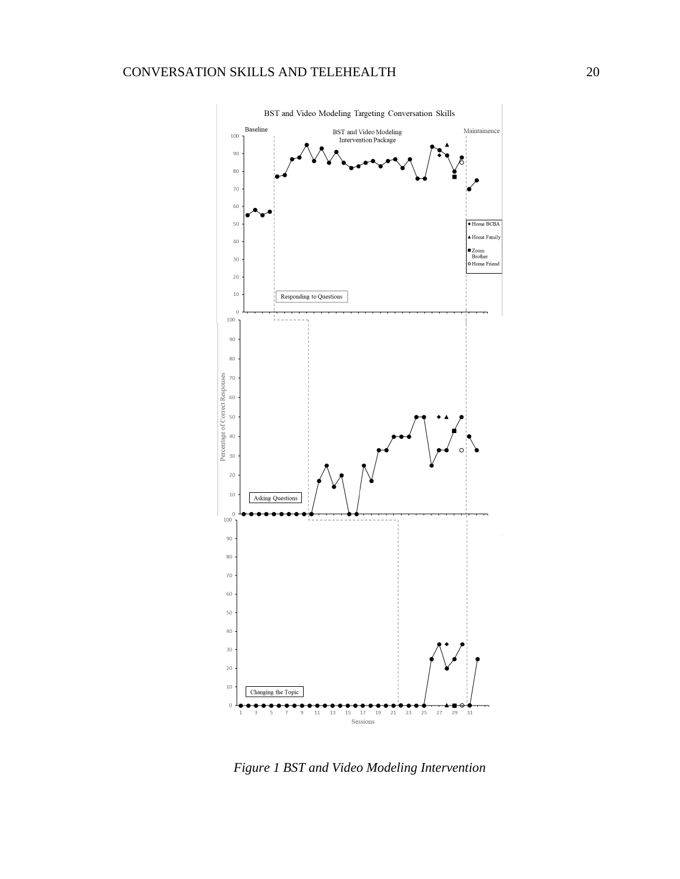BST and Video Modeling Targeting Conversation Skills

*Figure 1 BST and Video Modeling Intervention*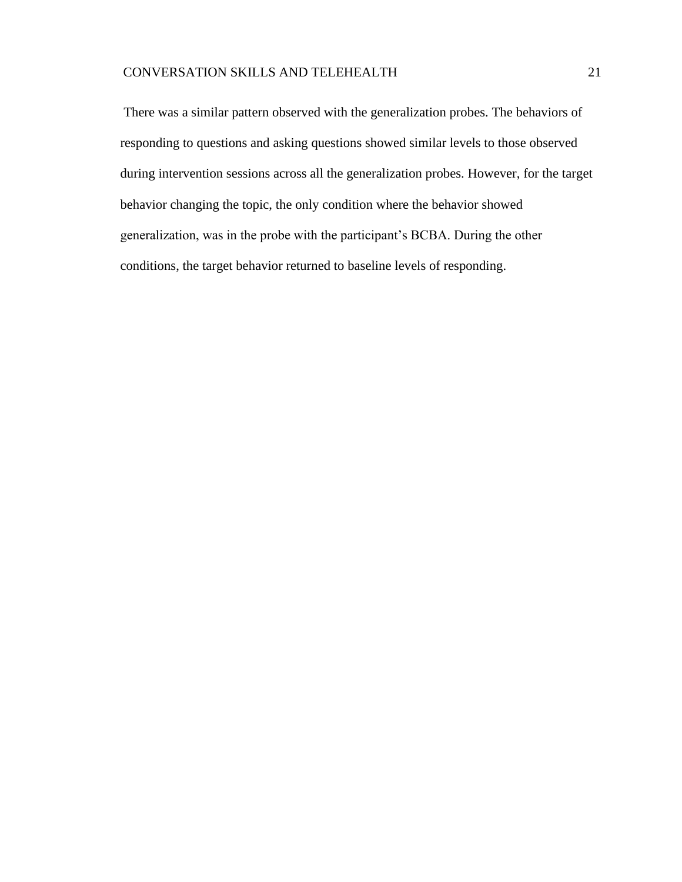There was a similar pattern observed with the generalization probes. The behaviors of responding to questions and asking questions showed similar levels to those observed during intervention sessions across all the generalization probes. However, for the target behavior changing the topic, the only condition where the behavior showed generalization, was in the probe with the participant's BCBA. During the other conditions, the target behavior returned to baseline levels of responding.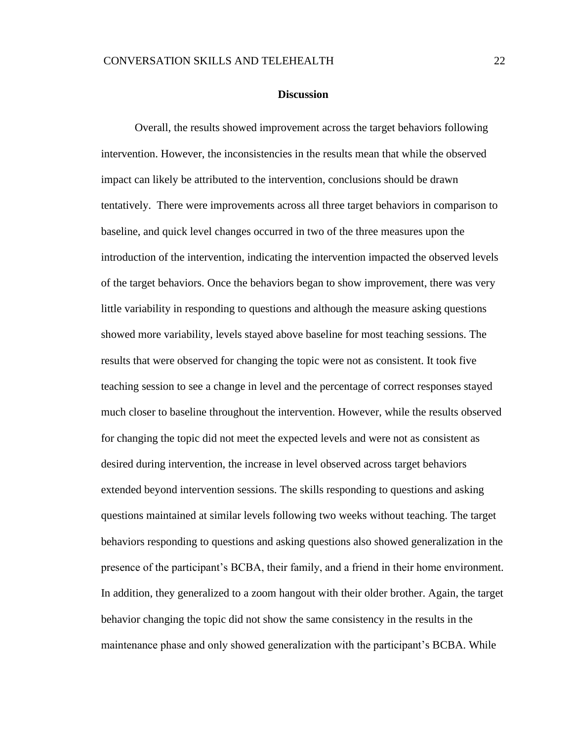## Discussion

Overall, the results showed improvement across the target behaviors following intervention. However, the inconsistencies in the results mean that while the observed impact can likely be attributed to the intervention, conclusions should be drawn tentatively. There were improvements across all three target behaviors in comparison to baseline, and quick level changes occurred in two of the three measures upon the introduction of the intervention, indicating the intervention impacted the observed levels of the target behaviors. Once the behaviors began to show improvement, there was very little variability in responding to questions and although the measure asking questions showed more variability, levels stayed above baseline for most teaching sessions. The results that were observed for changing the topic were not as consistent. It took five teaching session to see a change in level and the percentage of correct responses stayed much closer to baseline throughout the intervention. However, while the results observed for changing the topic did not meet the expected levels and were not as consistent as desired during intervention, the increase in level observed across target behaviors extended beyond intervention sessions. The skills responding to questions and asking questions maintained at similar levels following two weeks without teaching. The target behaviors responding to questions and asking questions also showed generalization in the presence of the participant's BCBA, their family, and a friend in their home environment. In addition, they generalized to a zoom hangout with their older brother. Again, the target behavior changing the topic did not show the same consistency in the results in the maintenance phase and only showed generalization with the participant's BCBA. While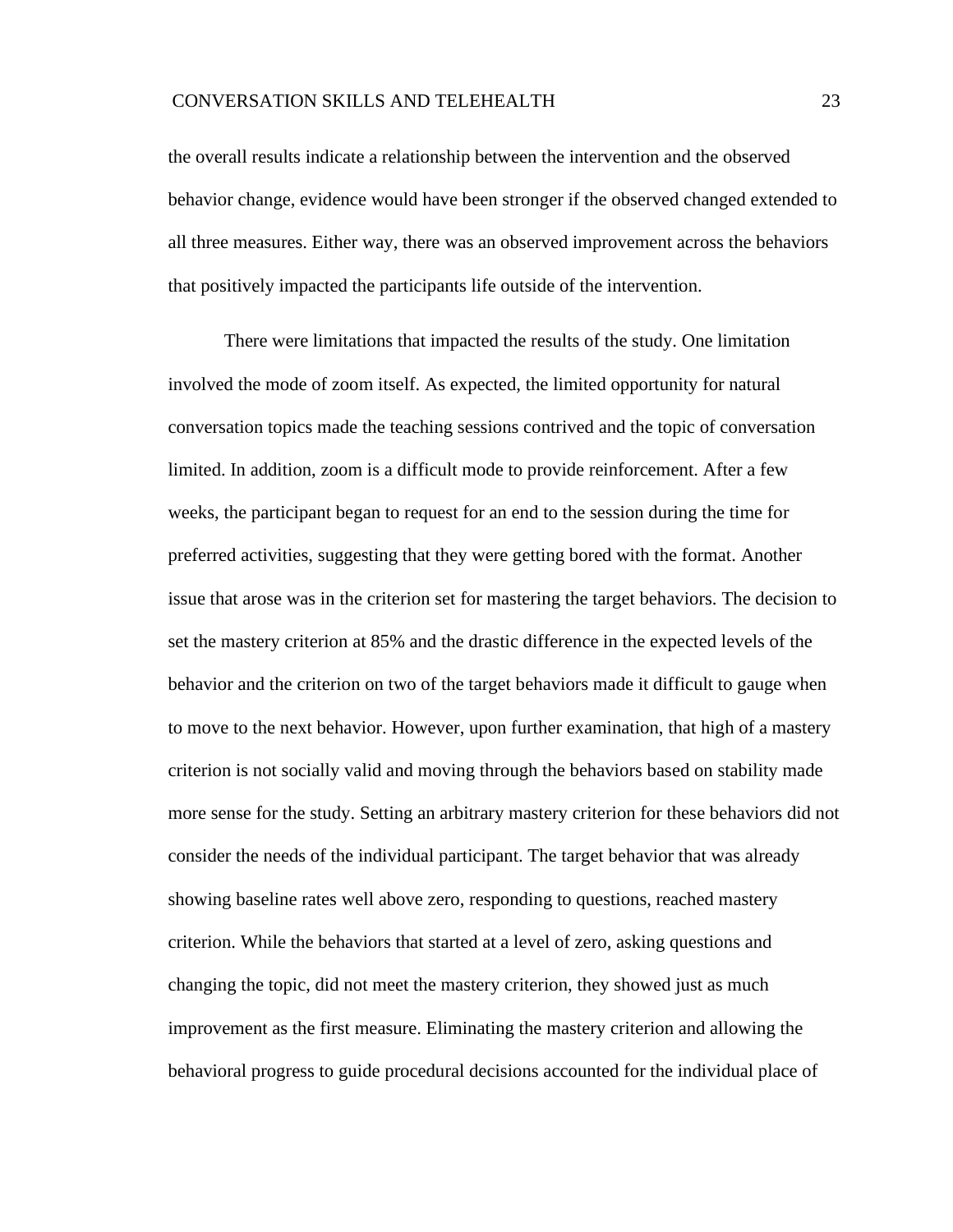the overall results indicate a relationship between the intervention and the observed behavior change, evidence would have been stronger if the observed changed extended to all three measures. Either way, there was an observed improvement across the behaviors that positively impacted the participants life outside of the intervention.

There were limitations that impacted the results of the study. One limitation involved the mode of zoom itself. As expected, the limited opportunity for natural conversation topics made the teaching sessions contrived and the topic of conversation limited. In addition, zoom is a difficult mode to provide reinforcement. After a few weeks, the participant began to request for an end to the session during the time for preferred activities, suggesting that they were getting bored with the format. Another issue that arose was in the criterion set for mastering the target behaviors. The decision to set the mastery criterion at 85% and the drastic difference in the expected levels of the behavior and the criterion on two of the target behaviors made it difficult to gauge when to move to the next behavior. However, upon further examination, that high of a mastery criterion is not socially valid and moving through the behaviors based on stability made more sense for the study. Setting an arbitrary mastery criterion for these behaviors did not consider the needs of the individual participant. The target behavior that was already showing baseline rates well above zero, responding to questions, reached mastery criterion. While the behaviors that started at a level of zero, asking questions and changing the topic, did not meet the mastery criterion, they showed just as much improvement as the first measure. Eliminating the mastery criterion and allowing the behavioral progress to guide procedural decisions accounted for the individual place of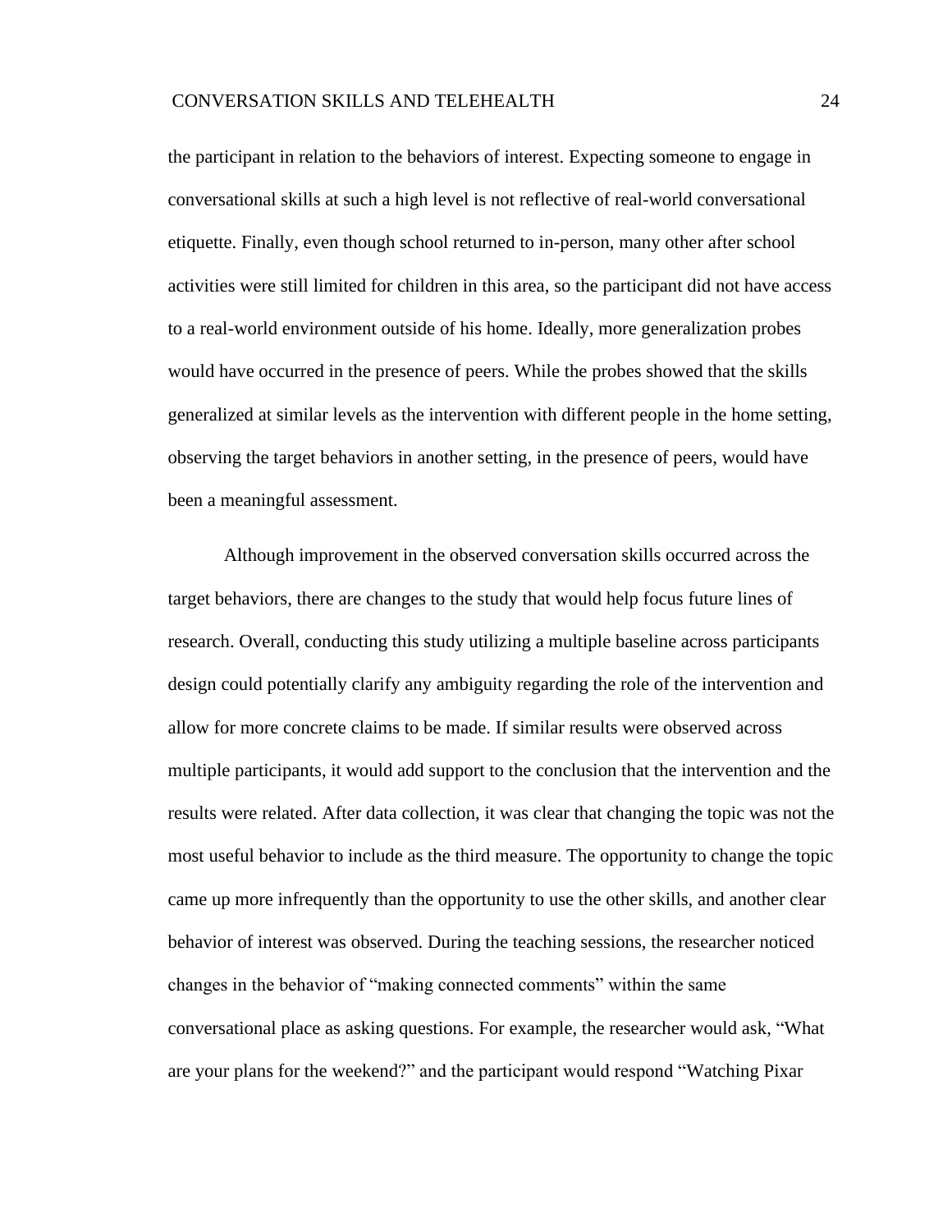the participant in relation to the behaviors of interest. Expecting someone to engage in conversational skills at such a high level is not reflective of real-world conversational etiquette. Finally, even though school returned to in-person, many other after school activities were still limited for children in this area, so the participant did not have access to a real-world environment outside of his home. Ideally, more generalization probes would have occurred in the presence of peers. While the probes showed that the skills generalized at similar levels as the intervention with different people in the home setting, observing the target behaviors in another setting, in the presence of peers, would have been a meaningful assessment.

Although improvement in the observed conversation skills occurred across the target behaviors, there are changes to the study that would help focus future lines of research. Overall, conducting this study utilizing a multiple baseline across participants design could potentially clarify any ambiguity regarding the role of the intervention and allow for more concrete claims to be made. If similar results were observed across multiple participants, it would add support to the conclusion that the intervention and the results were related. After data collection, it was clear that changing the topic was not the most useful behavior to include as the third measure. The opportunity to change the topic came up more infrequently than the opportunity to use the other skills, and another clear behavior of interest was observed. During the teaching sessions, the researcher noticed changes in the behavior of "making connected comments" within the same conversational place as asking questions. For example, the researcher would ask, "What are your plans for the weekend?" and the participant would respond "Watching Pixar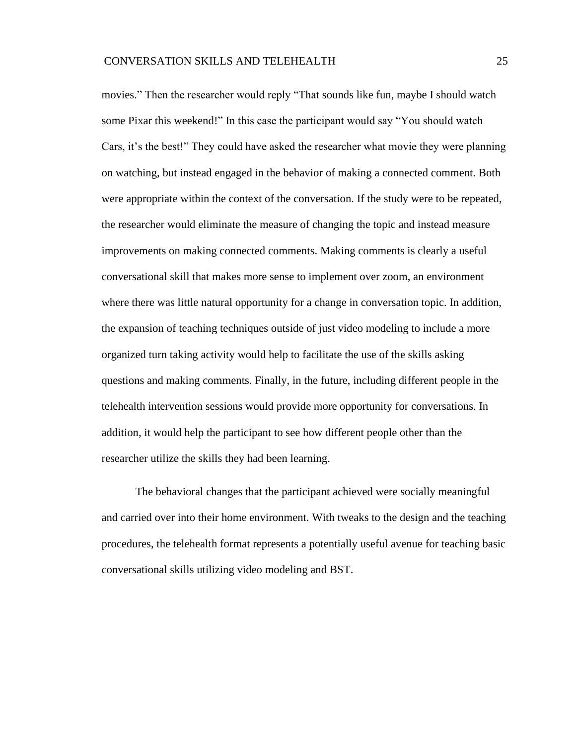movies." Then the researcher would reply "That sounds like fun, maybe I should watch some Pixar this weekend!" In this case the participant would say "You should watch Cars, it's the best!" They could have asked the researcher what movie they were planning on watching, but instead engaged in the behavior of making a connected comment. Both were appropriate within the context of the conversation. If the study were to be repeated, the researcher would eliminate the measure of changing the topic and instead measure improvements on making connected comments. Making comments is clearly a useful conversational skill that makes more sense to implement over zoom, an environment where there was little natural opportunity for a change in conversation topic. In addition, the expansion of teaching techniques outside of just video modeling to include a more organized turn taking activity would help to facilitate the use of the skills asking questions and making comments. Finally, in the future, including different people in the telehealth intervention sessions would provide more opportunity for conversations. In addition, it would help the participant to see how different people other than the researcher utilize the skills they had been learning.

The behavioral changes that the participant achieved were socially meaningful and carried over into their home environment. With tweaks to the design and the teaching procedures, the telehealth format represents a potentially useful avenue for teaching basic conversational skills utilizing video modeling and BST.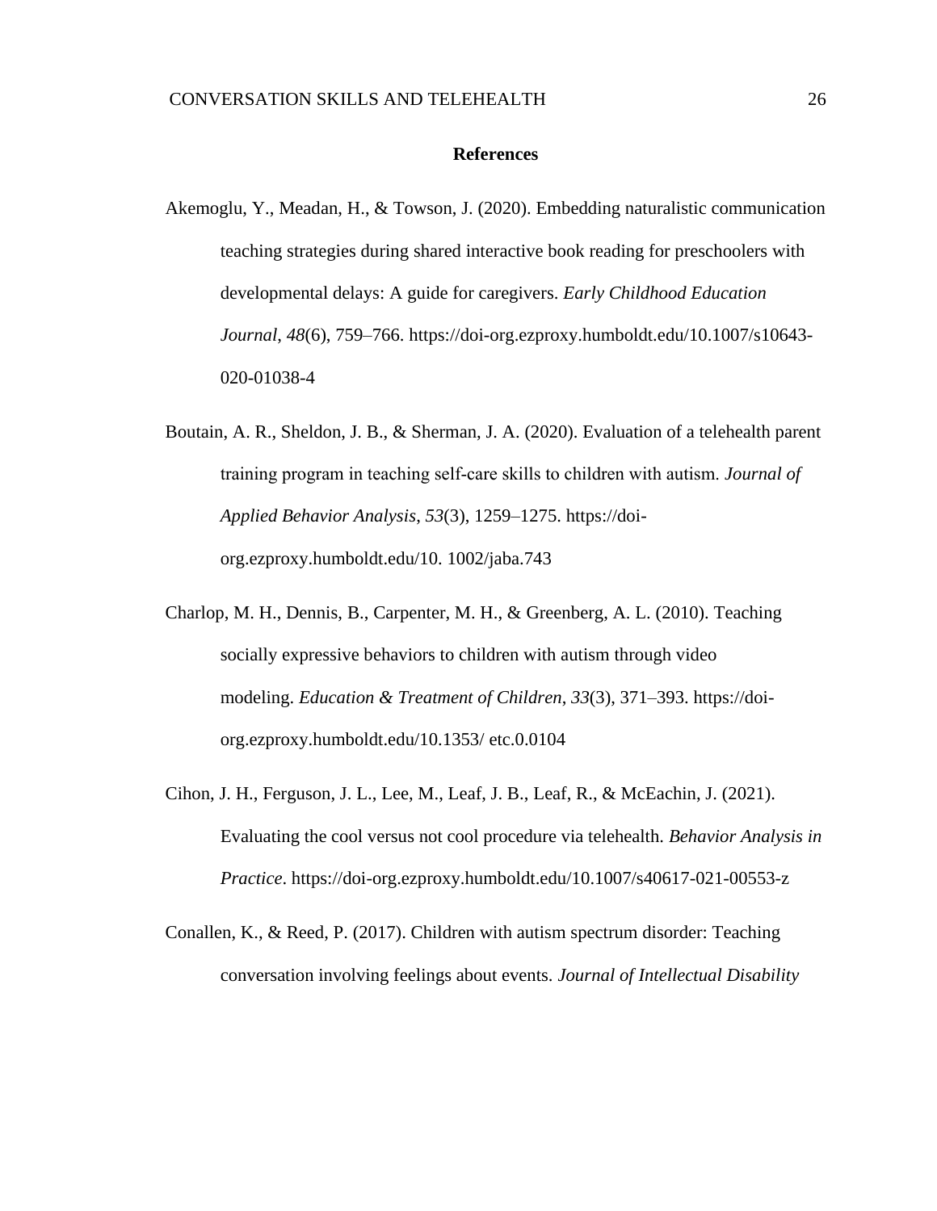**References**

Akemoglu, Y., Meadan, H., & Towson, J. (2020). Embedding naturalistic communication teaching strategies during shared interactive book reading for preschoolers with developmental delays: A guide for caregivers. *Early Childhood Education Journal*, *48*(6), 759–766. https://doi-org.ezproxy.humboldt.edu/10.1007/s10643-020-01038-4

Boutain, A. R., Sheldon, J. B., & Sherman, J. A. (2020). Evaluation of a telehealth parent training program in teaching self-care skills to children with autism. *Journal of Applied Behavior Analysis*, *53*(3), 1259–1275. https://doi-org.ezproxy.humboldt.edu/10. 1002/jaba.743

Charlop, M. H., Dennis, B., Carpenter, M. H., & Greenberg, A. L. (2010). Teaching socially expressive behaviors to children with autism through video modeling. *Education & Treatment of Children*, *33*(3), 371–393. https://doi-org.ezproxy.humboldt.edu/10.1353/ etc.0.0104

Cihon, J. H., Ferguson, J. L., Lee, M., Leaf, J. B., Leaf, R., & McEachin, J. (2021). Evaluating the cool versus not cool procedure via telehealth. *Behavior Analysis in Practice*. https://doi-org.ezproxy.humboldt.edu/10.1007/s40617-021-00553-z

Conallen, K., & Reed, P. (2017). Children with autism spectrum disorder: Teaching conversation involving feelings about events. *Journal of Intellectual Disability*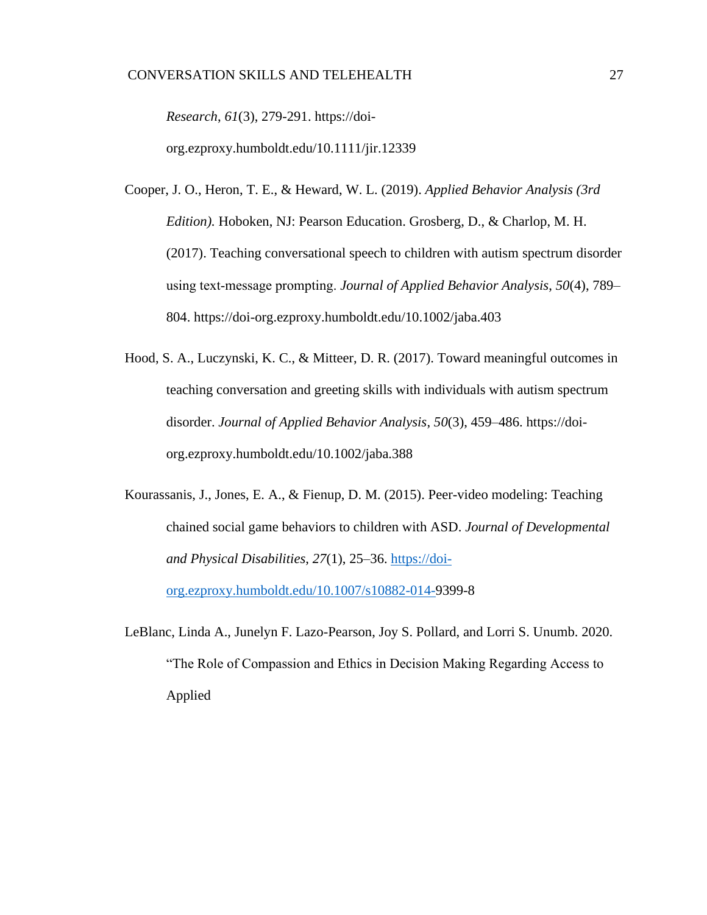*Research*, *61*(3), 279-291. https://doi-org.ezproxy.humboldt.edu/10.1111/jir.12339

Cooper, J. O., Heron, T. E., & Heward, W. L. (2019). *Applied Behavior Analysis (3rd Edition).* Hoboken, NJ: Pearson Education. Grosberg, D., & Charlop, M. H. (2017). Teaching conversational speech to children with autism spectrum disorder using text-message prompting. *Journal of Applied Behavior Analysis*, *50*(4), 789–804. https://doi-org.ezproxy.humboldt.edu/10.1002/jaba.403

Hood, S. A., Luczynski, K. C., & Mitteer, D. R. (2017). Toward meaningful outcomes in teaching conversation and greeting skills with individuals with autism spectrum disorder. *Journal of Applied Behavior Analysis*, *50*(3), 459–486. https://doi-org.ezproxy.humboldt.edu/10.1002/jaba.388

Kourassanis, J., Jones, E. A., & Fienup, D. M. (2015). Peer-video modeling: Teaching chained social game behaviors to children with ASD. *Journal of Developmental and Physical Disabilities*, *27*(1), 25–36. https://doi-org.ezproxy.humboldt.edu/10.1007/s10882-014-9399-8

LeBlanc, Linda A., Junelyn F. Lazo-Pearson, Joy S. Pollard, and Lorri S. Unumb. 2020. "The Role of Compassion and Ethics in Decision Making Regarding Access to Applied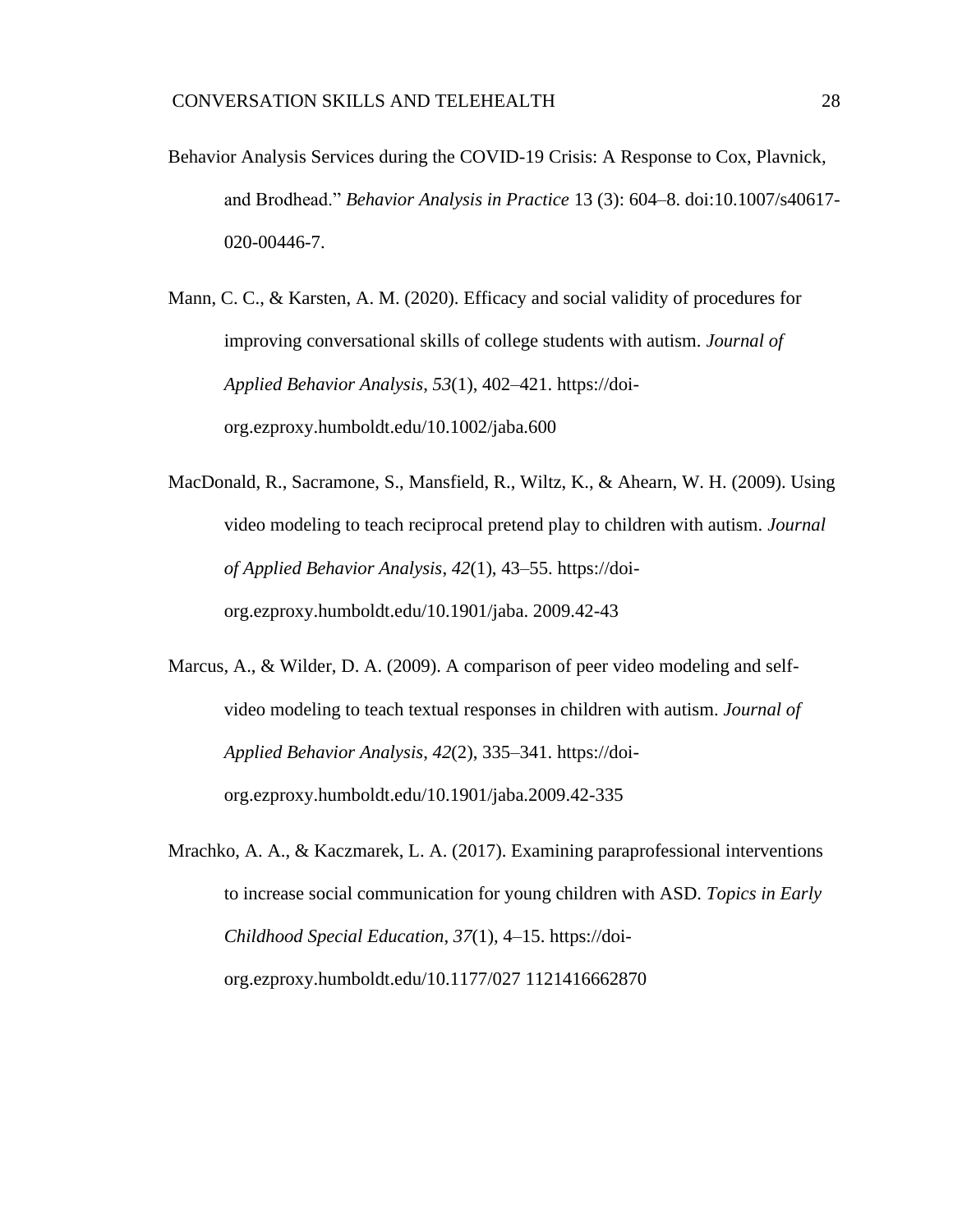Behavior Analysis Services during the COVID-19 Crisis: A Response to Cox, Plavnick, and Brodhead." *Behavior Analysis in Practice* 13 (3): 604–8. doi:10.1007/s40617-020-00446-7.

Mann, C. C., & Karsten, A. M. (2020). Efficacy and social validity of procedures for improving conversational skills of college students with autism. *Journal of Applied Behavior Analysis*, *53*(1), 402–421. https://doi-org.ezproxy.humboldt.edu/10.1002/jaba.600

MacDonald, R., Sacramone, S., Mansfield, R., Wiltz, K., & Ahearn, W. H. (2009). Using video modeling to teach reciprocal pretend play to children with autism. *Journal of Applied Behavior Analysis*, *42*(1), 43–55. https://doi-org.ezproxy.humboldt.edu/10.1901/jaba. 2009.42-43

Marcus, A., & Wilder, D. A. (2009). A comparison of peer video modeling and self-video modeling to teach textual responses in children with autism. *Journal of Applied Behavior Analysis*, *42*(2), 335–341. https://doi-org.ezproxy.humboldt.edu/10.1901/jaba.2009.42-335

Mrachko, A. A., & Kaczmarek, L. A. (2017). Examining paraprofessional interventions to increase social communication for young children with ASD. *Topics in Early Childhood Special Education*, *37*(1), 4–15. https://doi-org.ezproxy.humboldt.edu/10.1177/027 1121416662870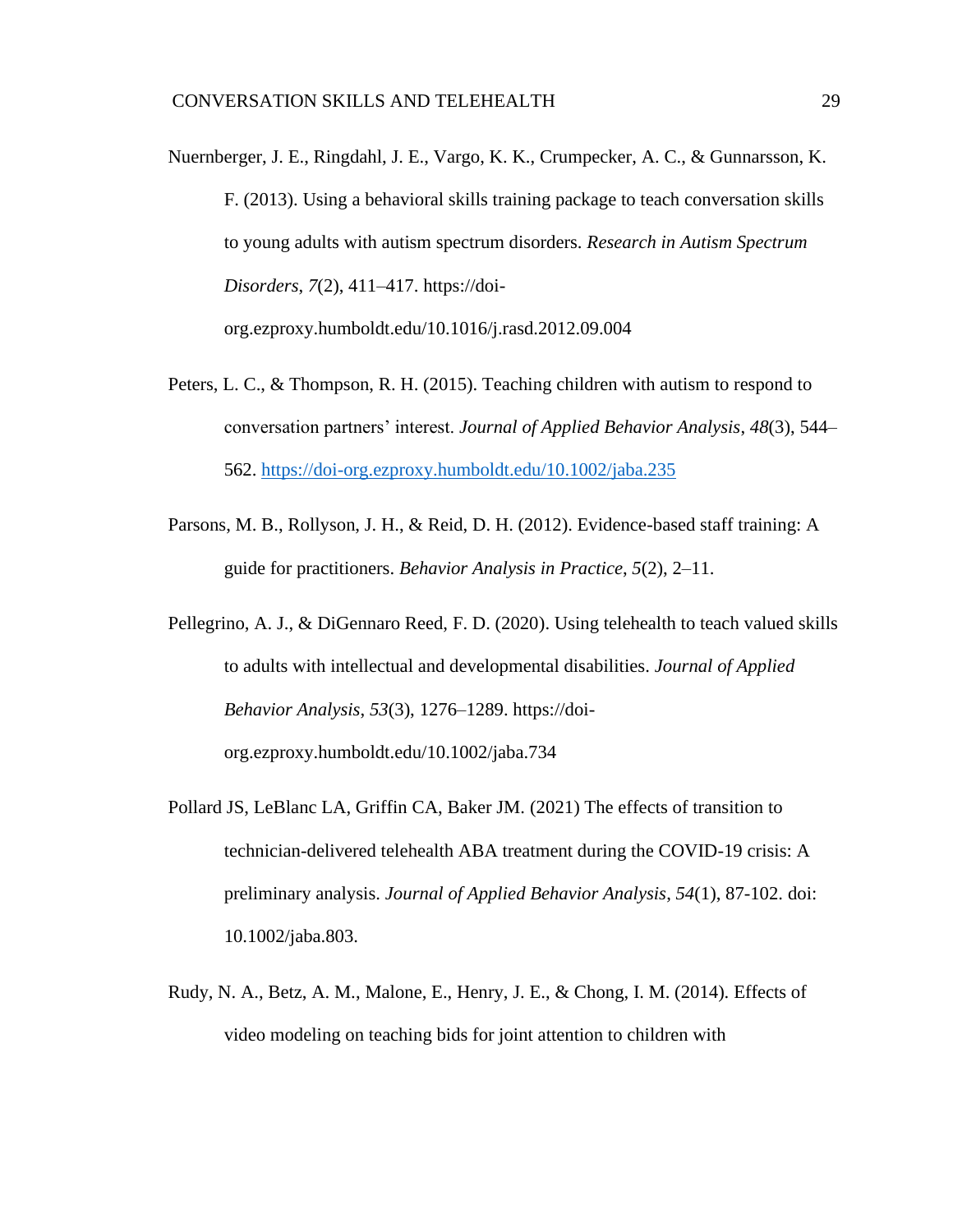Nuernberger, J. E., Ringdahl, J. E., Vargo, K. K., Crumpecker, A. C., & Gunnarsson, K. F. (2013). Using a behavioral skills training package to teach conversation skills to young adults with autism spectrum disorders. *Research in Autism Spectrum Disorders*, *7*(2), 411–417. https://doi-org.ezproxy.humboldt.edu/10.1016/j.rasd.2012.09.004

Peters, L. C., & Thompson, R. H. (2015). Teaching children with autism to respond to conversation partners' interest. *Journal of Applied Behavior Analysis*, *48*(3), 544–562. https://doi-org.ezproxy.humboldt.edu/10.1002/jaba.235

Parsons, M. B., Rollyson, J. H., & Reid, D. H. (2012). Evidence-based staff training: A guide for practitioners. *Behavior Analysis in Practice*, *5*(2), 2–11.

Pellegrino, A. J., & DiGennaro Reed, F. D. (2020). Using telehealth to teach valued skills to adults with intellectual and developmental disabilities. *Journal of Applied Behavior Analysis*, *53*(3), 1276–1289. https://doi-org.ezproxy.humboldt.edu/10.1002/jaba.734

Pollard JS, LeBlanc LA, Griffin CA, Baker JM. (2021) The effects of transition to technician-delivered telehealth ABA treatment during the COVID-19 crisis: A preliminary analysis. *Journal of Applied Behavior Analysis*, *54*(1), 87-102. doi: 10.1002/jaba.803.

Rudy, N. A., Betz, A. M., Malone, E., Henry, J. E., & Chong, I. M. (2014). Effects of video modeling on teaching bids for joint attention to children with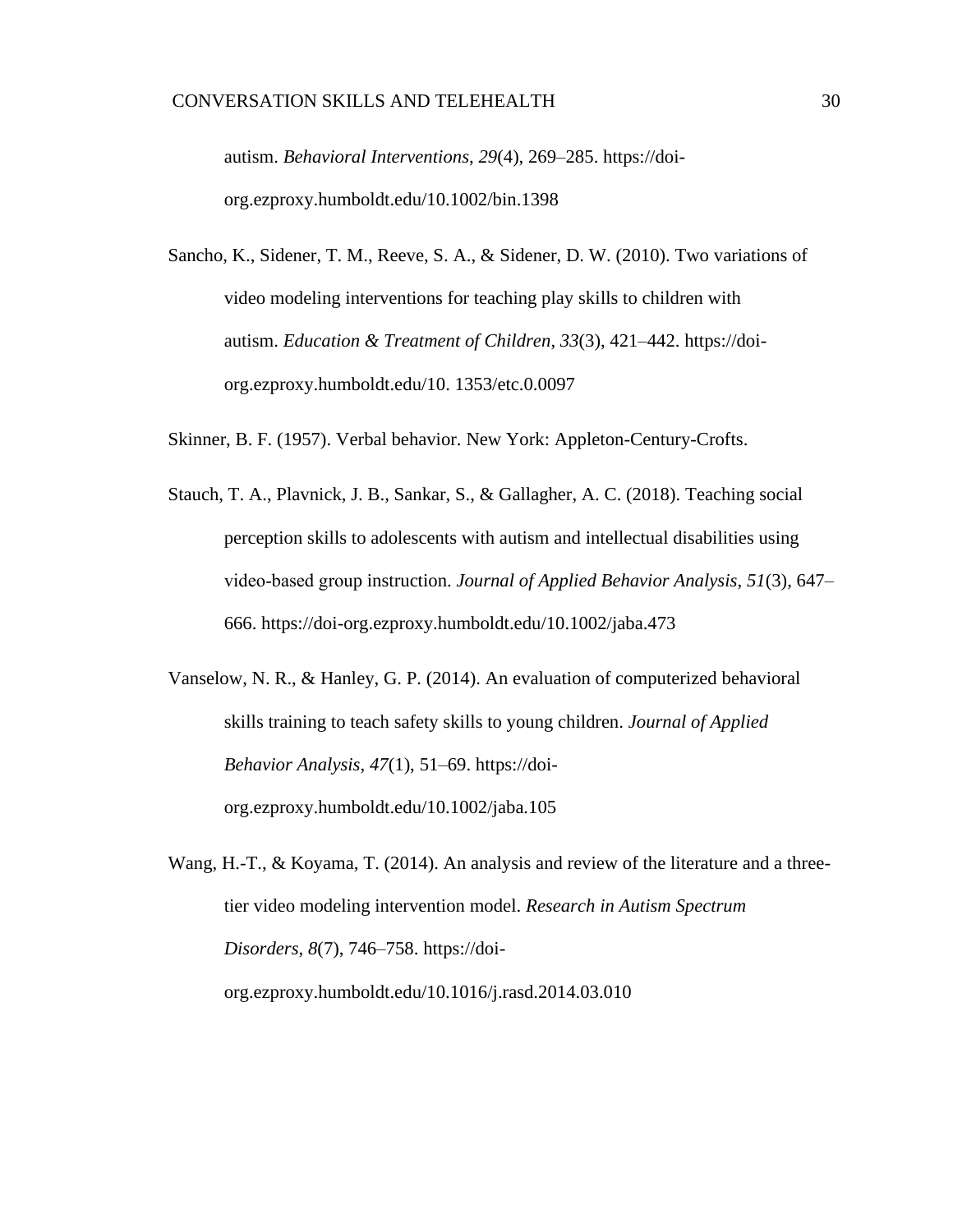autism. *Behavioral Interventions*, *29*(4), 269–285. https://doi-org.ezproxy.humboldt.edu/10.1002/bin.1398

Sancho, K., Sidener, T. M., Reeve, S. A., & Sidener, D. W. (2010). Two variations of video modeling interventions for teaching play skills to children with autism. *Education & Treatment of Children*, *33*(3), 421–442. https://doi-org.ezproxy.humboldt.edu/10. 1353/etc.0.0097

Skinner, B. F. (1957). Verbal behavior. New York: Appleton-Century-Crofts.

Stauch, T. A., Plavnick, J. B., Sankar, S., & Gallagher, A. C. (2018). Teaching social perception skills to adolescents with autism and intellectual disabilities using video-based group instruction. *Journal of Applied Behavior Analysis*, *51*(3), 647–666. https://doi-org.ezproxy.humboldt.edu/10.1002/jaba.473

Vanselow, N. R., & Hanley, G. P. (2014). An evaluation of computerized behavioral skills training to teach safety skills to young children. *Journal of Applied Behavior Analysis*, *47*(1), 51–69. https://doi-org.ezproxy.humboldt.edu/10.1002/jaba.105

Wang, H.-T., & Koyama, T. (2014). An analysis and review of the literature and a three-tier video modeling intervention model. *Research in Autism Spectrum Disorders*, *8*(7), 746–758. https://doi-org.ezproxy.humboldt.edu/10.1016/j.rasd.2014.03.010